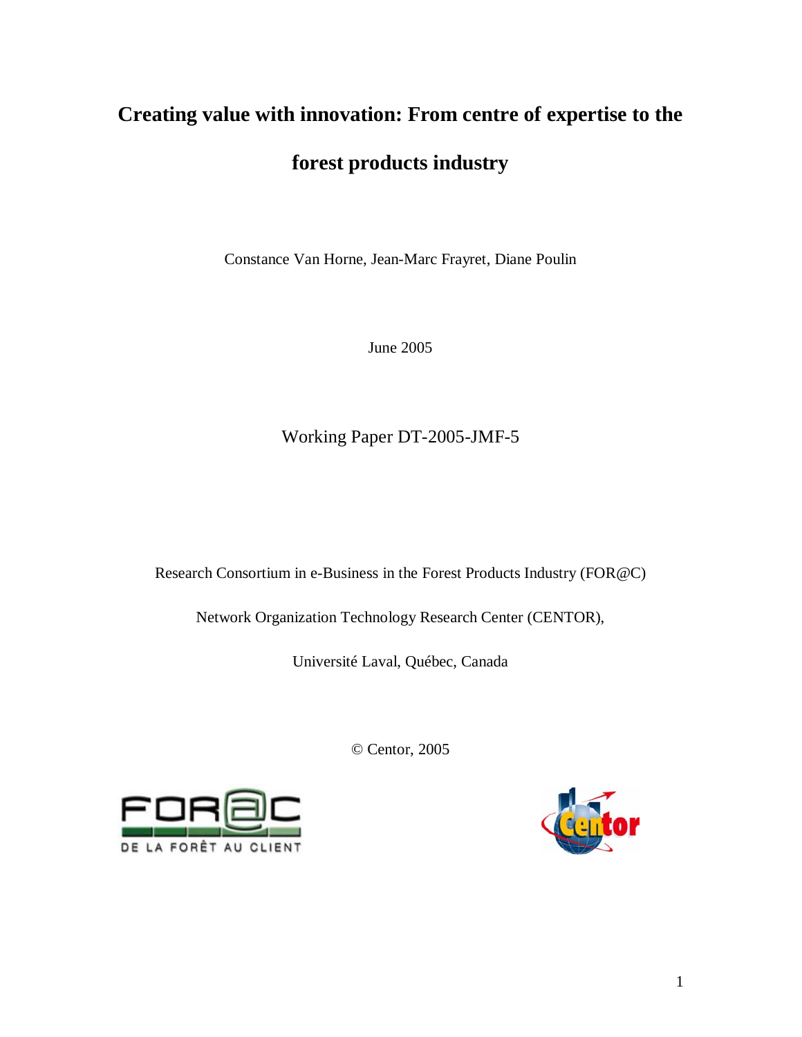# Creating value with innovation: From centre of expertise to the forest products industry

Constance Van Horne, Jean-Marc Frayret, Diane Poulin

June 2005

Working Paper DT-2005-JMF-5

Research Consortium in e-Business in the Forest Products Industry (FOR@C)

Network Organization Technology Research Center (CENTOR),

Université Laval, Québec, Canada

© Centor, 2005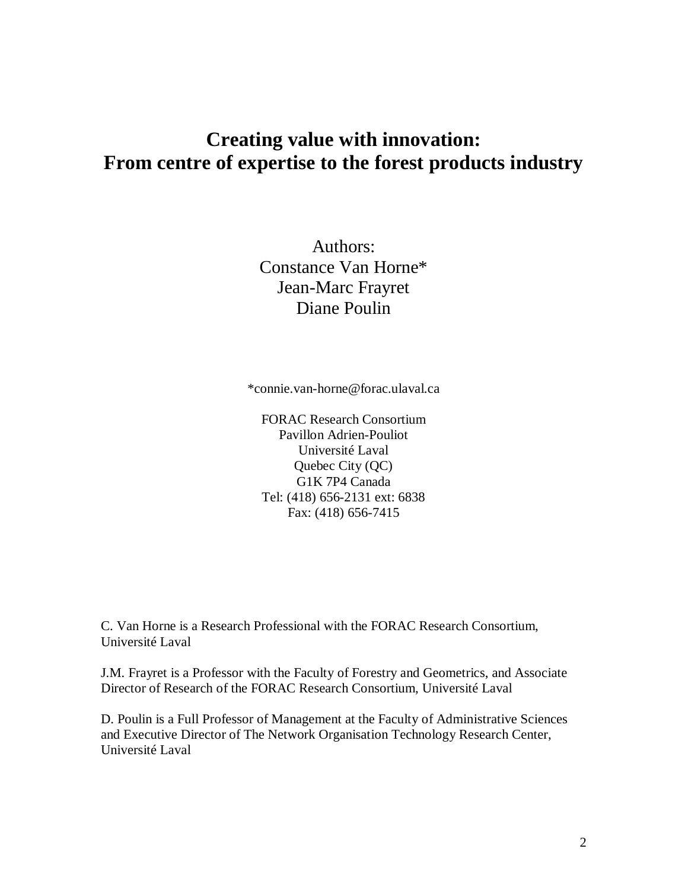# Creating value with innovation: From centre of expertise to the forest products industry

Authors:
Constance Van Horne*
Jean-Marc Frayret
Diane Poulin

*connie.van-horne@forac.ulaval.ca

FORAC Research Consortium
Pavillon Adrien-Pouliot
Université Laval
Quebec City (QC)
G1K 7P4 Canada
Tel: (418) 656-2131 ext: 6838
Fax: (418) 656-7415

C. Van Horne is a Research Professional with the FORAC Research Consortium, Université Laval

J.M. Frayret is a Professor with the Faculty of Forestry and Geometrics, and Associate Director of Research of the FORAC Research Consortium, Université Laval

D. Poulin is a Full Professor of Management at the Faculty of Administrative Sciences and Executive Director of The Network Organisation Technology Research Center, Université Laval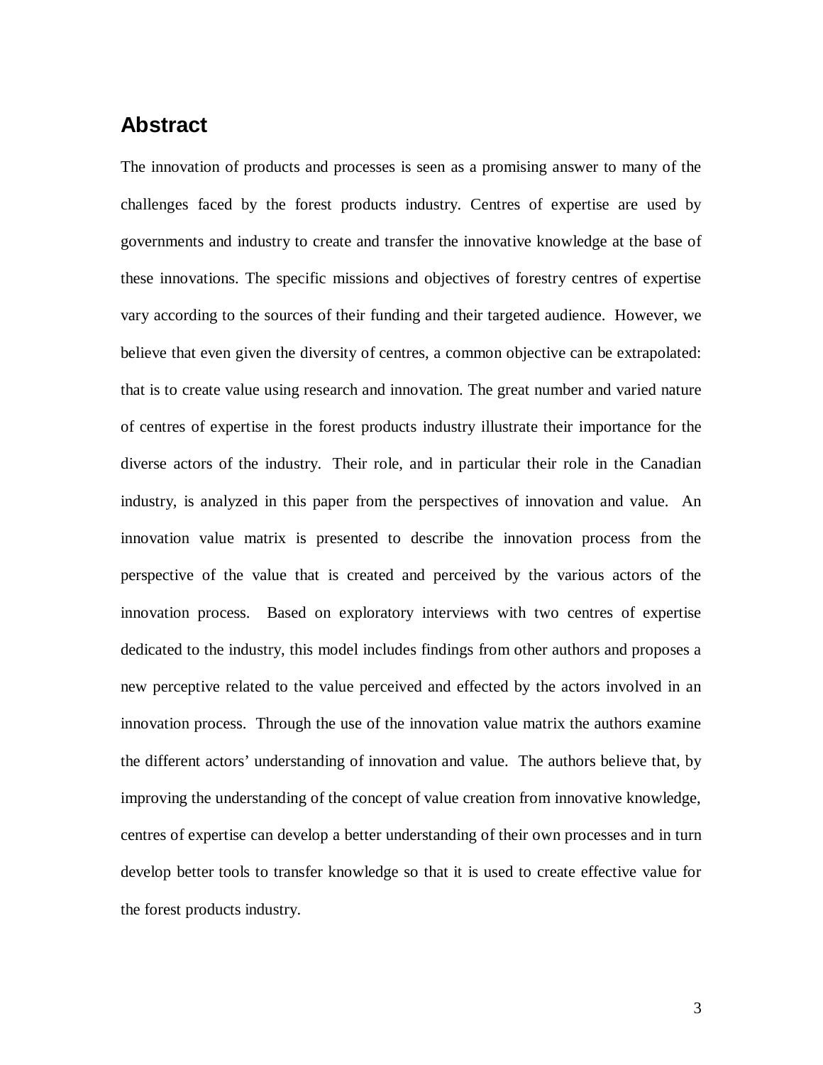## Abstract

The innovation of products and processes is seen as a promising answer to many of the challenges faced by the forest products industry. Centres of expertise are used by governments and industry to create and transfer the innovative knowledge at the base of these innovations. The specific missions and objectives of forestry centres of expertise vary according to the sources of their funding and their targeted audience. However, we believe that even given the diversity of centres, a common objective can be extrapolated: that is to create value using research and innovation. The great number and varied nature of centres of expertise in the forest products industry illustrate their importance for the diverse actors of the industry. Their role, and in particular their role in the Canadian industry, is analyzed in this paper from the perspectives of innovation and value. An innovation value matrix is presented to describe the innovation process from the perspective of the value that is created and perceived by the various actors of the innovation process. Based on exploratory interviews with two centres of expertise dedicated to the industry, this model includes findings from other authors and proposes a new perceptive related to the value perceived and effected by the actors involved in an innovation process. Through the use of the innovation value matrix the authors examine the different actors' understanding of innovation and value. The authors believe that, by improving the understanding of the concept of value creation from innovative knowledge, centres of expertise can develop a better understanding of their own processes and in turn develop better tools to transfer knowledge so that it is used to create effective value for the forest products industry.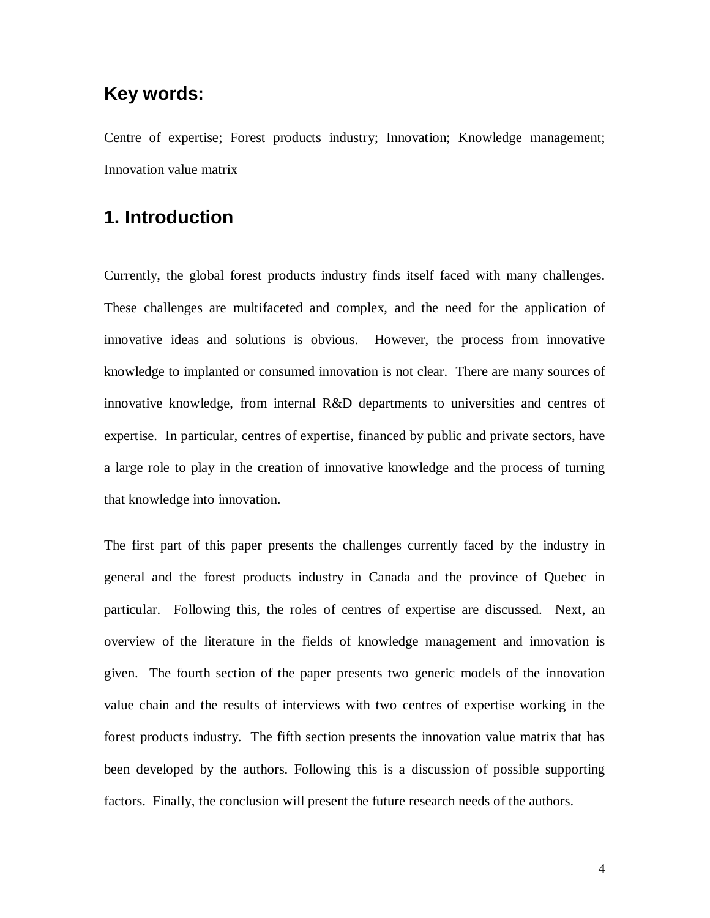## Key words:

Centre of expertise; Forest products industry; Innovation; Knowledge management; Innovation value matrix

## 1. Introduction

Currently, the global forest products industry finds itself faced with many challenges. These challenges are multifaceted and complex, and the need for the application of innovative ideas and solutions is obvious. However, the process from innovative knowledge to implanted or consumed innovation is not clear. There are many sources of innovative knowledge, from internal R&D departments to universities and centres of expertise. In particular, centres of expertise, financed by public and private sectors, have a large role to play in the creation of innovative knowledge and the process of turning that knowledge into innovation.

The first part of this paper presents the challenges currently faced by the industry in general and the forest products industry in Canada and the province of Quebec in particular. Following this, the roles of centres of expertise are discussed. Next, an overview of the literature in the fields of knowledge management and innovation is given. The fourth section of the paper presents two generic models of the innovation value chain and the results of interviews with two centres of expertise working in the forest products industry. The fifth section presents the innovation value matrix that has been developed by the authors. Following this is a discussion of possible supporting factors. Finally, the conclusion will present the future research needs of the authors.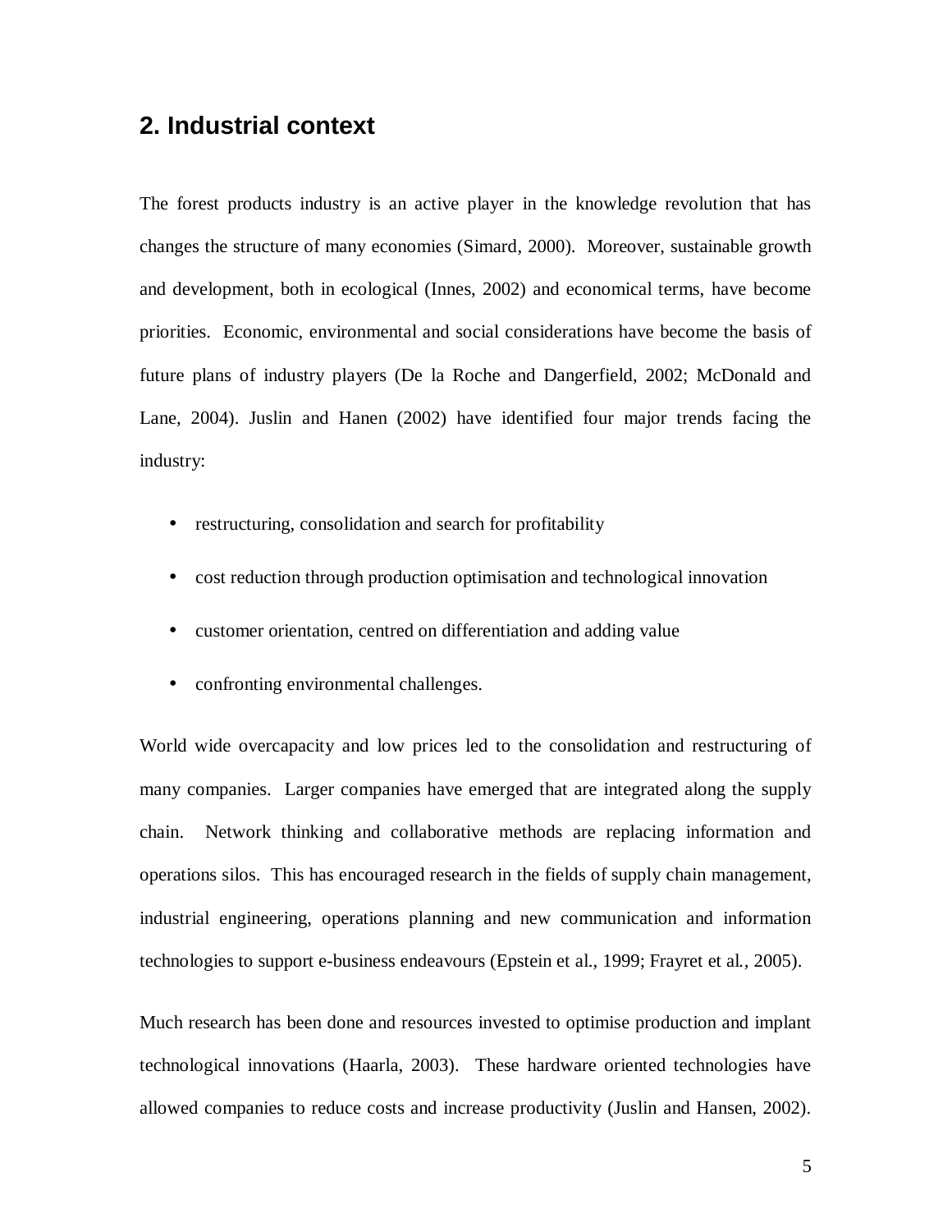## 2. Industrial context

The forest products industry is an active player in the knowledge revolution that has changes the structure of many economies (Simard, 2000). Moreover, sustainable growth and development, both in ecological (Innes, 2002) and economical terms, have become priorities. Economic, environmental and social considerations have become the basis of future plans of industry players (De la Roche and Dangerfield, 2002; McDonald and Lane, 2004). Juslin and Hanen (2002) have identified four major trends facing the industry:

- restructuring, consolidation and search for profitability
- cost reduction through production optimisation and technological innovation
- customer orientation, centred on differentiation and adding value
- confronting environmental challenges.

World wide overcapacity and low prices led to the consolidation and restructuring of many companies. Larger companies have emerged that are integrated along the supply chain. Network thinking and collaborative methods are replacing information and operations silos. This has encouraged research in the fields of supply chain management, industrial engineering, operations planning and new communication and information technologies to support e-business endeavours (Epstein et al., 1999; Frayret et al., 2005).

Much research has been done and resources invested to optimise production and implant technological innovations (Haarla, 2003). These hardware oriented technologies have allowed companies to reduce costs and increase productivity (Juslin and Hansen, 2002).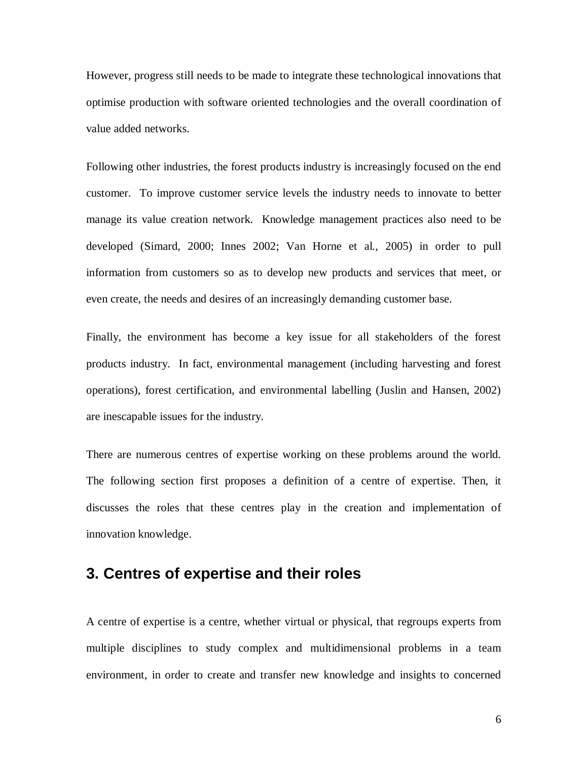However, progress still needs to be made to integrate these technological innovations that optimise production with software oriented technologies and the overall coordination of value added networks.

Following other industries, the forest products industry is increasingly focused on the end customer. To improve customer service levels the industry needs to innovate to better manage its value creation network. Knowledge management practices also need to be developed (Simard, 2000; Innes 2002; Van Horne et al., 2005) in order to pull information from customers so as to develop new products and services that meet, or even create, the needs and desires of an increasingly demanding customer base.

Finally, the environment has become a key issue for all stakeholders of the forest products industry. In fact, environmental management (including harvesting and forest operations), forest certification, and environmental labelling (Juslin and Hansen, 2002) are inescapable issues for the industry.

There are numerous centres of expertise working on these problems around the world. The following section first proposes a definition of a centre of expertise. Then, it discusses the roles that these centres play in the creation and implementation of innovation knowledge.

## 3. Centres of expertise and their roles

A centre of expertise is a centre, whether virtual or physical, that regroups experts from multiple disciplines to study complex and multidimensional problems in a team environment, in order to create and transfer new knowledge and insights to concerned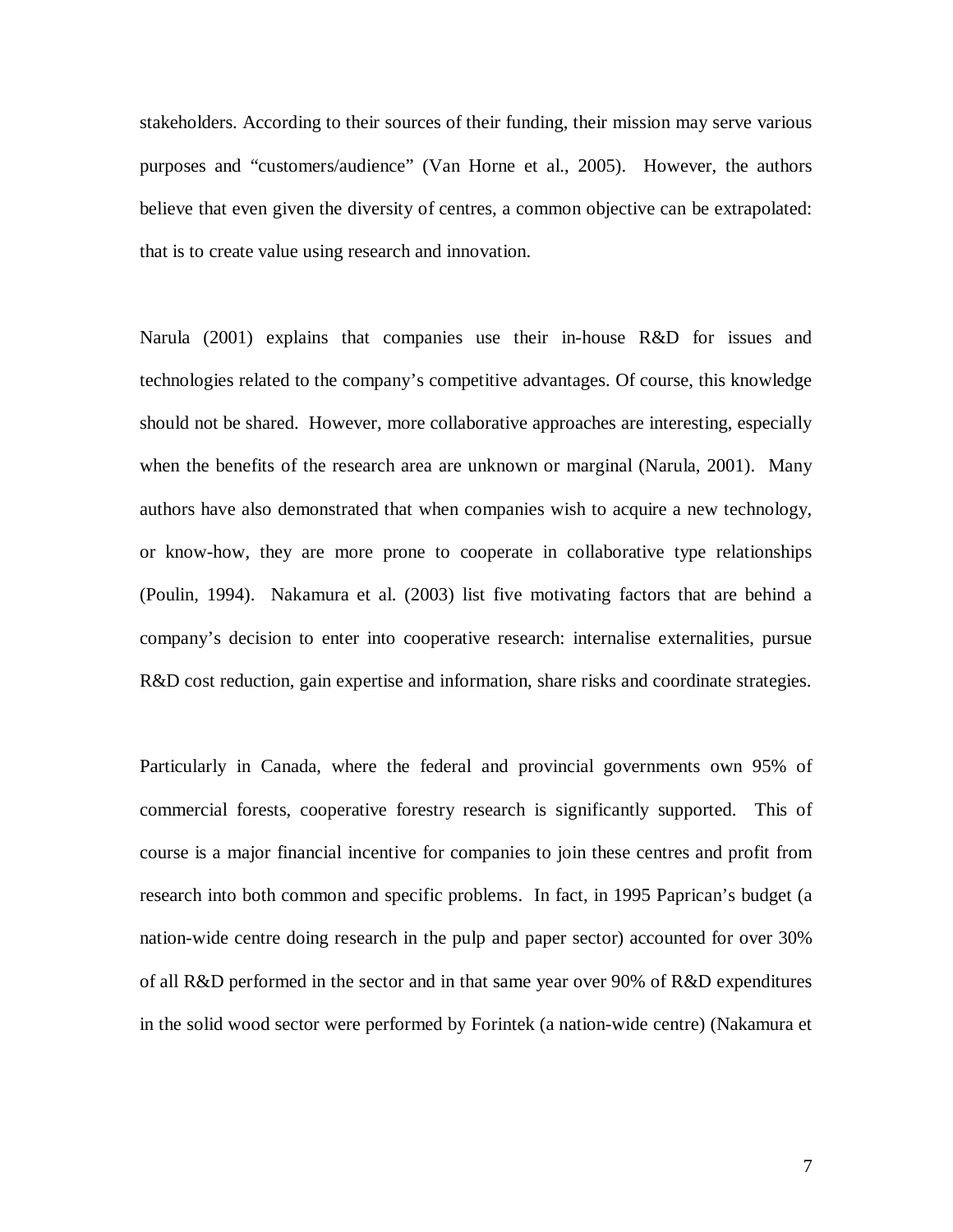stakeholders. According to their sources of their funding, their mission may serve various purposes and "customers/audience" (Van Horne et al., 2005). However, the authors believe that even given the diversity of centres, a common objective can be extrapolated: that is to create value using research and innovation.

Narula (2001) explains that companies use their in-house R&D for issues and technologies related to the company's competitive advantages. Of course, this knowledge should not be shared. However, more collaborative approaches are interesting, especially when the benefits of the research area are unknown or marginal (Narula, 2001). Many authors have also demonstrated that when companies wish to acquire a new technology, or know-how, they are more prone to cooperate in collaborative type relationships (Poulin, 1994). Nakamura et al. (2003) list five motivating factors that are behind a company's decision to enter into cooperative research: internalise externalities, pursue R&D cost reduction, gain expertise and information, share risks and coordinate strategies.

Particularly in Canada, where the federal and provincial governments own 95% of commercial forests, cooperative forestry research is significantly supported. This of course is a major financial incentive for companies to join these centres and profit from research into both common and specific problems. In fact, in 1995 Paprican's budget (a nation-wide centre doing research in the pulp and paper sector) accounted for over 30% of all R&D performed in the sector and in that same year over 90% of R&D expenditures in the solid wood sector were performed by Forintek (a nation-wide centre) (Nakamura et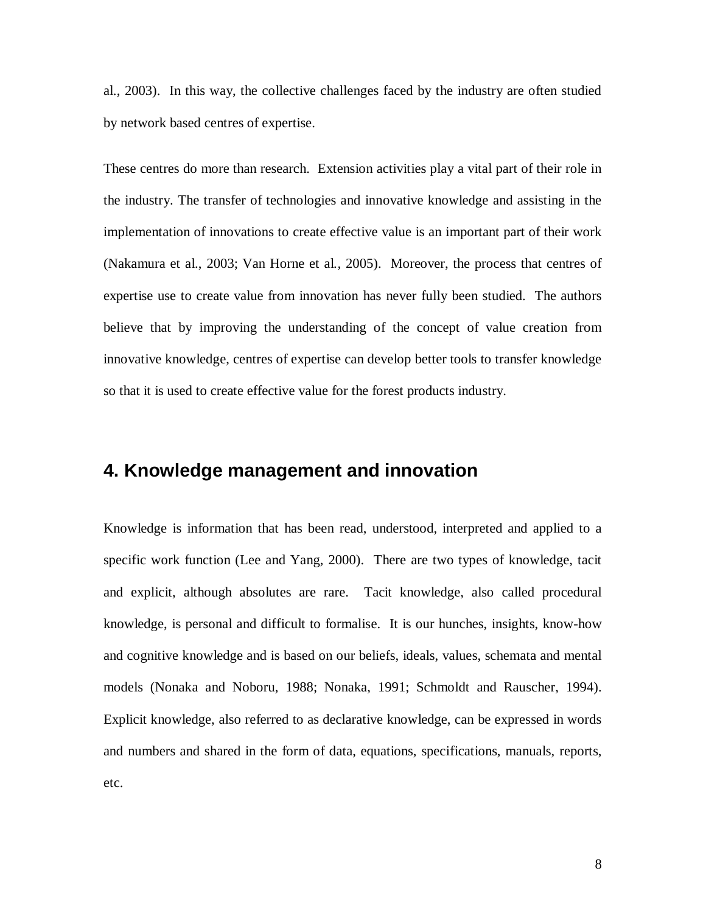al., 2003). In this way, the collective challenges faced by the industry are often studied by network based centres of expertise.

These centres do more than research. Extension activities play a vital part of their role in the industry. The transfer of technologies and innovative knowledge and assisting in the implementation of innovations to create effective value is an important part of their work (Nakamura et al., 2003; Van Horne et al*.*, 2005). Moreover, the process that centres of expertise use to create value from innovation has never fully been studied. The authors believe that by improving the understanding of the concept of value creation from innovative knowledge, centres of expertise can develop better tools to transfer knowledge so that it is used to create effective value for the forest products industry.

## 4. Knowledge management and innovation

Knowledge is information that has been read, understood, interpreted and applied to a specific work function (Lee and Yang, 2000). There are two types of knowledge, tacit and explicit, although absolutes are rare. Tacit knowledge, also called procedural knowledge, is personal and difficult to formalise. It is our hunches, insights, know-how and cognitive knowledge and is based on our beliefs, ideals, values, schemata and mental models (Nonaka and Noboru, 1988; Nonaka, 1991; Schmoldt and Rauscher, 1994). Explicit knowledge, also referred to as declarative knowledge, can be expressed in words and numbers and shared in the form of data, equations, specifications, manuals, reports, etc.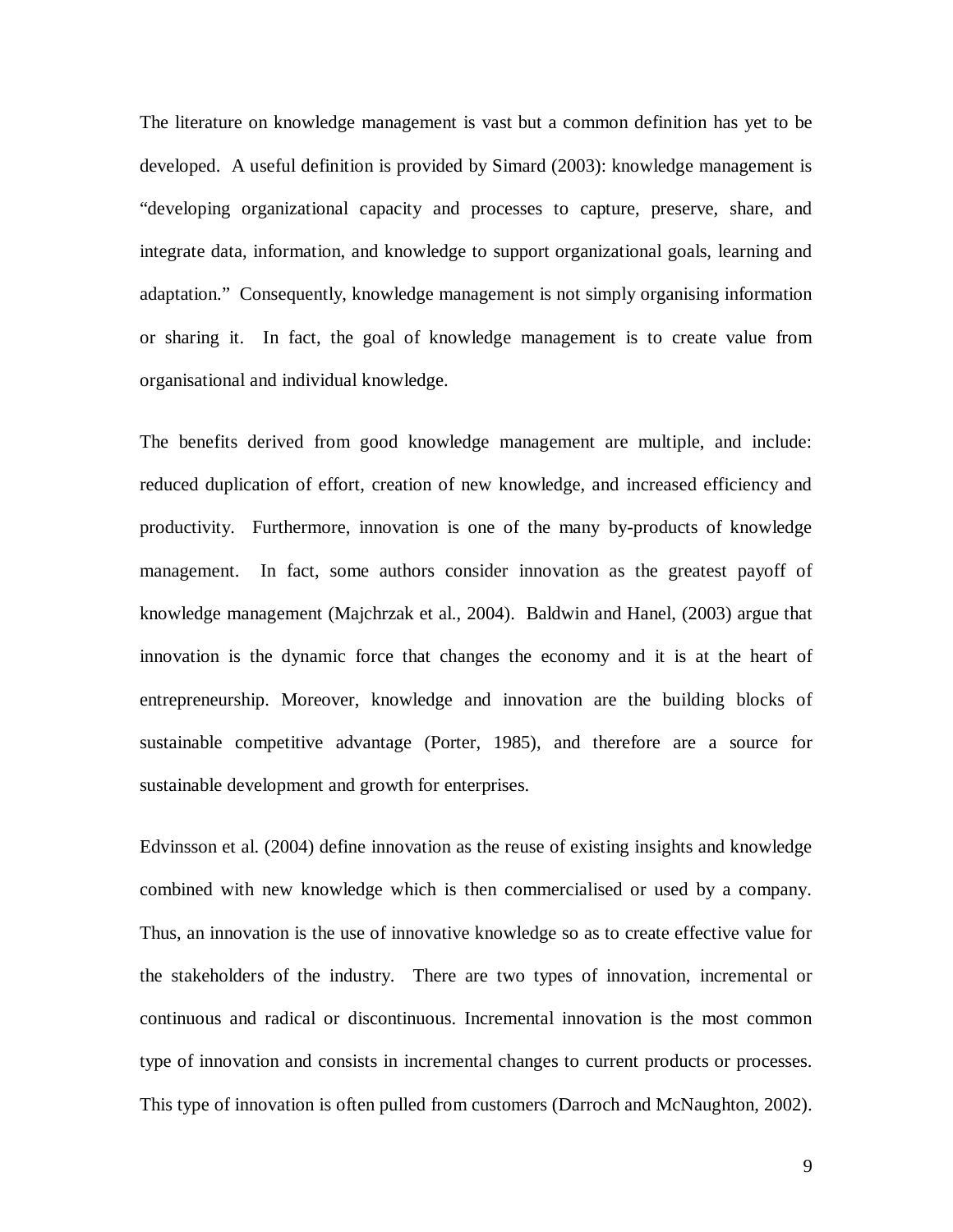The literature on knowledge management is vast but a common definition has yet to be developed. A useful definition is provided by Simard (2003): knowledge management is "developing organizational capacity and processes to capture, preserve, share, and integrate data, information, and knowledge to support organizational goals, learning and adaptation." Consequently, knowledge management is not simply organising information or sharing it. In fact, the goal of knowledge management is to create value from organisational and individual knowledge.

The benefits derived from good knowledge management are multiple, and include: reduced duplication of effort, creation of new knowledge, and increased efficiency and productivity. Furthermore, innovation is one of the many by-products of knowledge management. In fact, some authors consider innovation as the greatest payoff of knowledge management (Majchrzak et al., 2004). Baldwin and Hanel, (2003) argue that innovation is the dynamic force that changes the economy and it is at the heart of entrepreneurship. Moreover, knowledge and innovation are the building blocks of sustainable competitive advantage (Porter, 1985), and therefore are a source for sustainable development and growth for enterprises.

Edvinsson et al. (2004) define innovation as the reuse of existing insights and knowledge combined with new knowledge which is then commercialised or used by a company. Thus, an innovation is the use of innovative knowledge so as to create effective value for the stakeholders of the industry. There are two types of innovation, incremental or continuous and radical or discontinuous. Incremental innovation is the most common type of innovation and consists in incremental changes to current products or processes. This type of innovation is often pulled from customers (Darroch and McNaughton, 2002).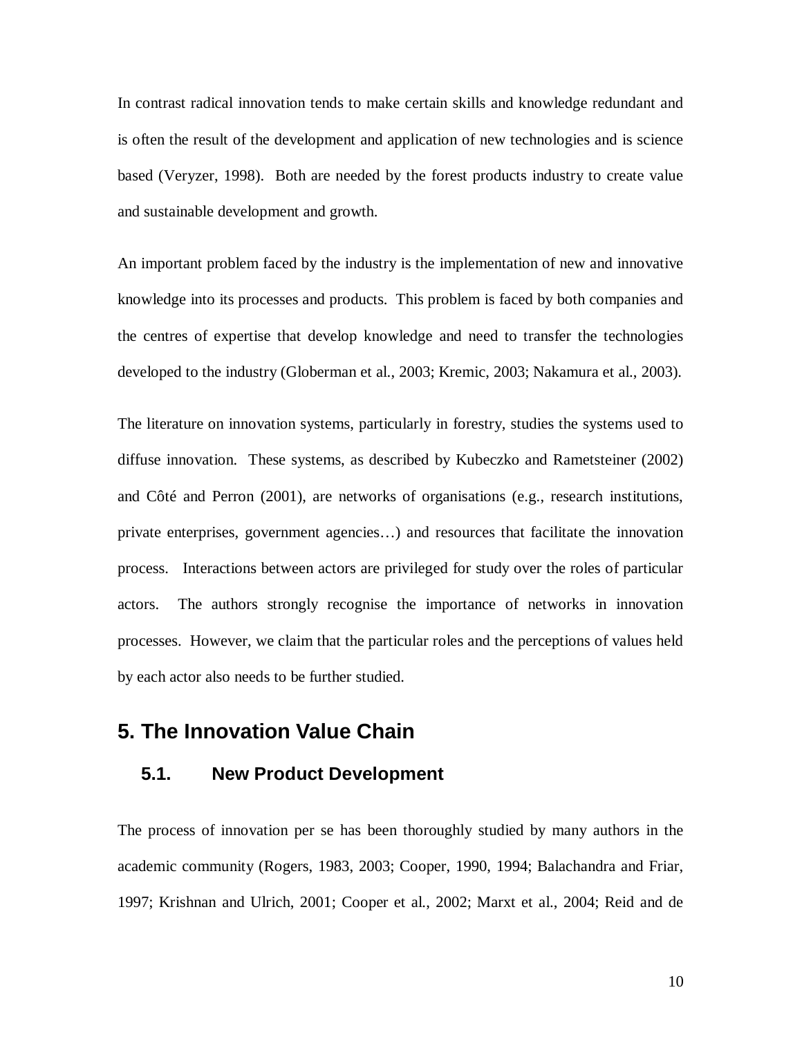In contrast radical innovation tends to make certain skills and knowledge redundant and is often the result of the development and application of new technologies and is science based (Veryzer, 1998). Both are needed by the forest products industry to create value and sustainable development and growth.

An important problem faced by the industry is the implementation of new and innovative knowledge into its processes and products. This problem is faced by both companies and the centres of expertise that develop knowledge and need to transfer the technologies developed to the industry (Globerman et al., 2003; Kremic, 2003; Nakamura et al., 2003).

The literature on innovation systems, particularly in forestry, studies the systems used to diffuse innovation. These systems, as described by Kubeczko and Rametsteiner (2002) and Côté and Perron (2001), are networks of organisations (e.g., research institutions, private enterprises, government agencies…) and resources that facilitate the innovation process. Interactions between actors are privileged for study over the roles of particular actors. The authors strongly recognise the importance of networks in innovation processes. However, we claim that the particular roles and the perceptions of values held by each actor also needs to be further studied.

# 5. The Innovation Value Chain

## 5.1. New Product Development

The process of innovation per se has been thoroughly studied by many authors in the academic community (Rogers, 1983, 2003; Cooper, 1990, 1994; Balachandra and Friar, 1997; Krishnan and Ulrich, 2001; Cooper et al., 2002; Marxt et al., 2004; Reid and de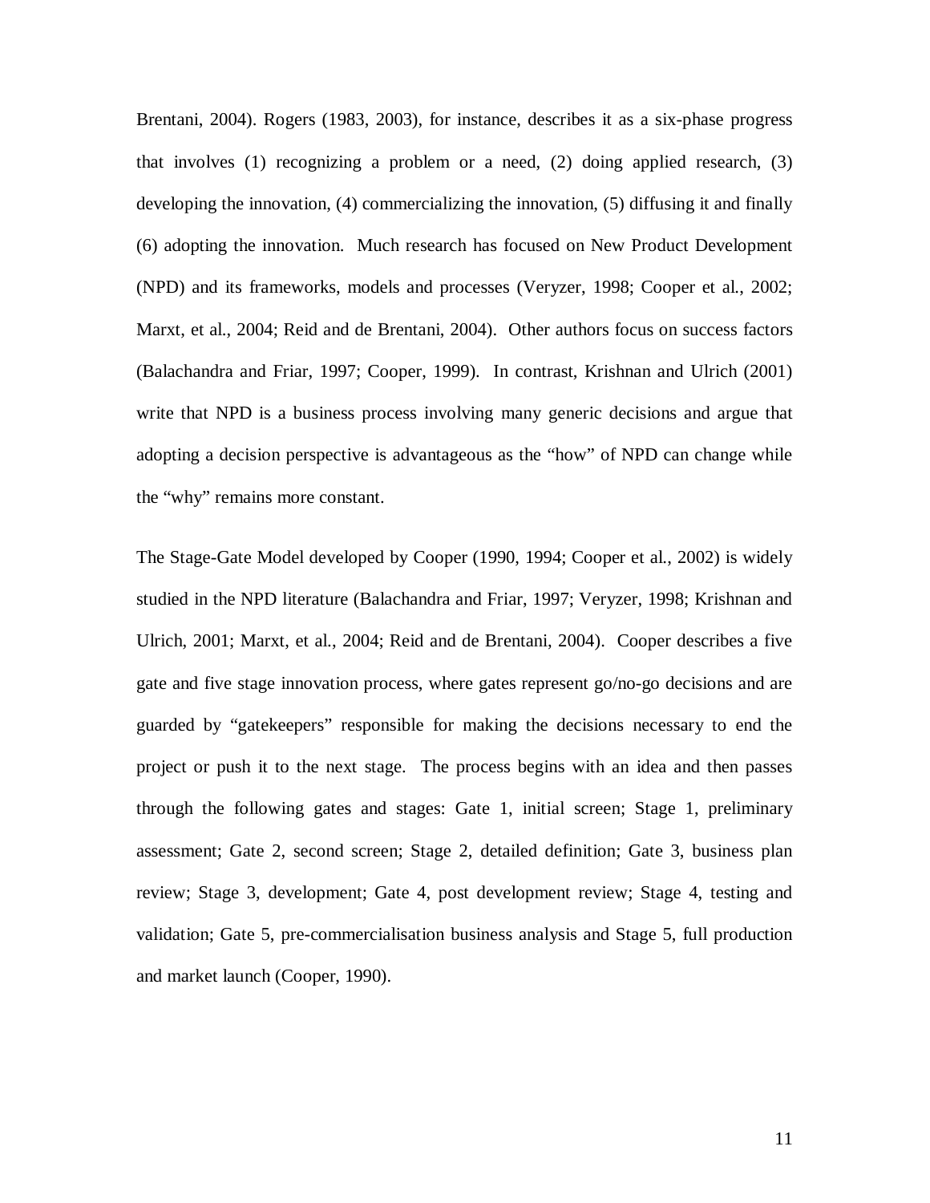Brentani, 2004). Rogers (1983, 2003), for instance, describes it as a six-phase progress that involves (1) recognizing a problem or a need, (2) doing applied research, (3) developing the innovation, (4) commercializing the innovation, (5) diffusing it and finally (6) adopting the innovation. Much research has focused on New Product Development (NPD) and its frameworks, models and processes (Veryzer, 1998; Cooper et al., 2002; Marxt, et al., 2004; Reid and de Brentani, 2004). Other authors focus on success factors (Balachandra and Friar, 1997; Cooper, 1999). In contrast, Krishnan and Ulrich (2001) write that NPD is a business process involving many generic decisions and argue that adopting a decision perspective is advantageous as the "how" of NPD can change while the "why" remains more constant.

The Stage-Gate Model developed by Cooper (1990, 1994; Cooper et al., 2002) is widely studied in the NPD literature (Balachandra and Friar, 1997; Veryzer, 1998; Krishnan and Ulrich, 2001; Marxt, et al., 2004; Reid and de Brentani, 2004). Cooper describes a five gate and five stage innovation process, where gates represent go/no-go decisions and are guarded by "gatekeepers" responsible for making the decisions necessary to end the project or push it to the next stage. The process begins with an idea and then passes through the following gates and stages: Gate 1, initial screen; Stage 1, preliminary assessment; Gate 2, second screen; Stage 2, detailed definition; Gate 3, business plan review; Stage 3, development; Gate 4, post development review; Stage 4, testing and validation; Gate 5, pre-commercialisation business analysis and Stage 5, full production and market launch (Cooper, 1990).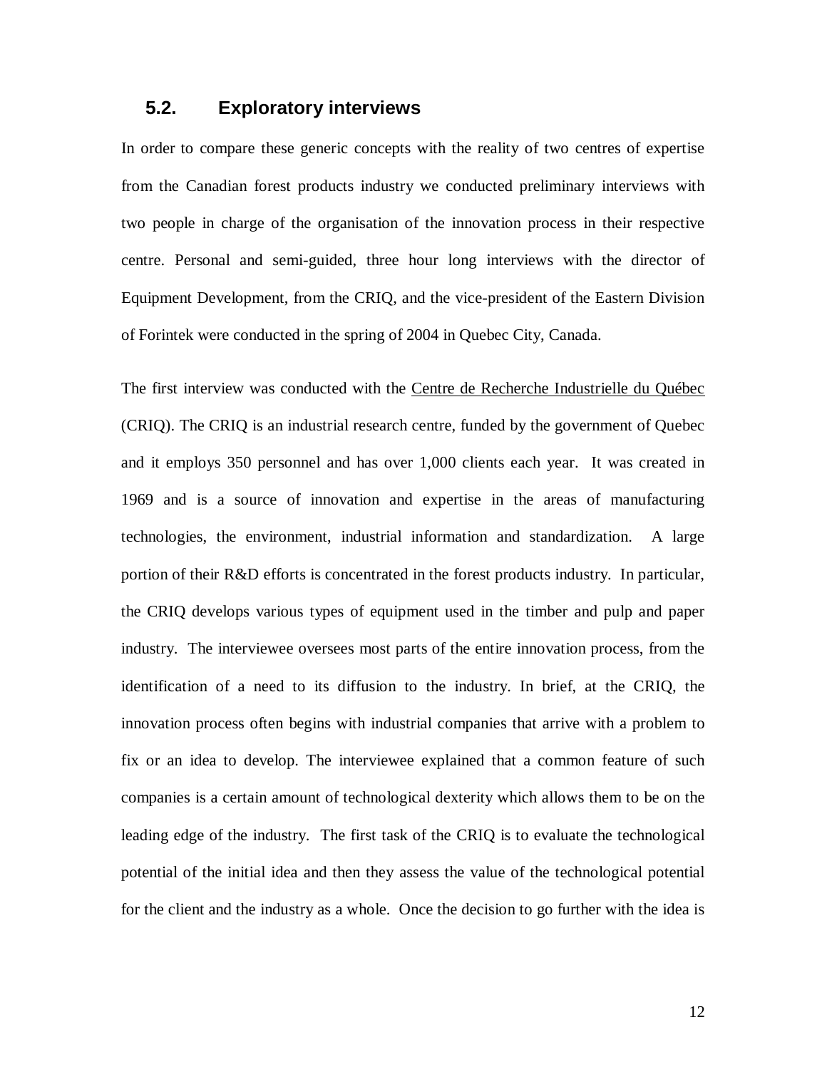## 5.2. Exploratory interviews

In order to compare these generic concepts with the reality of two centres of expertise from the Canadian forest products industry we conducted preliminary interviews with two people in charge of the organisation of the innovation process in their respective centre. Personal and semi-guided, three hour long interviews with the director of Equipment Development, from the CRIQ, and the vice-president of the Eastern Division of Forintek were conducted in the spring of 2004 in Quebec City, Canada.

The first interview was conducted with the Centre de Recherche Industrielle du Québec (CRIQ). The CRIQ is an industrial research centre, funded by the government of Quebec and it employs 350 personnel and has over 1,000 clients each year. It was created in 1969 and is a source of innovation and expertise in the areas of manufacturing technologies, the environment, industrial information and standardization. A large portion of their R&D efforts is concentrated in the forest products industry. In particular, the CRIQ develops various types of equipment used in the timber and pulp and paper industry. The interviewee oversees most parts of the entire innovation process, from the identification of a need to its diffusion to the industry. In brief, at the CRIQ, the innovation process often begins with industrial companies that arrive with a problem to fix or an idea to develop. The interviewee explained that a common feature of such companies is a certain amount of technological dexterity which allows them to be on the leading edge of the industry. The first task of the CRIQ is to evaluate the technological potential of the initial idea and then they assess the value of the technological potential for the client and the industry as a whole. Once the decision to go further with the idea is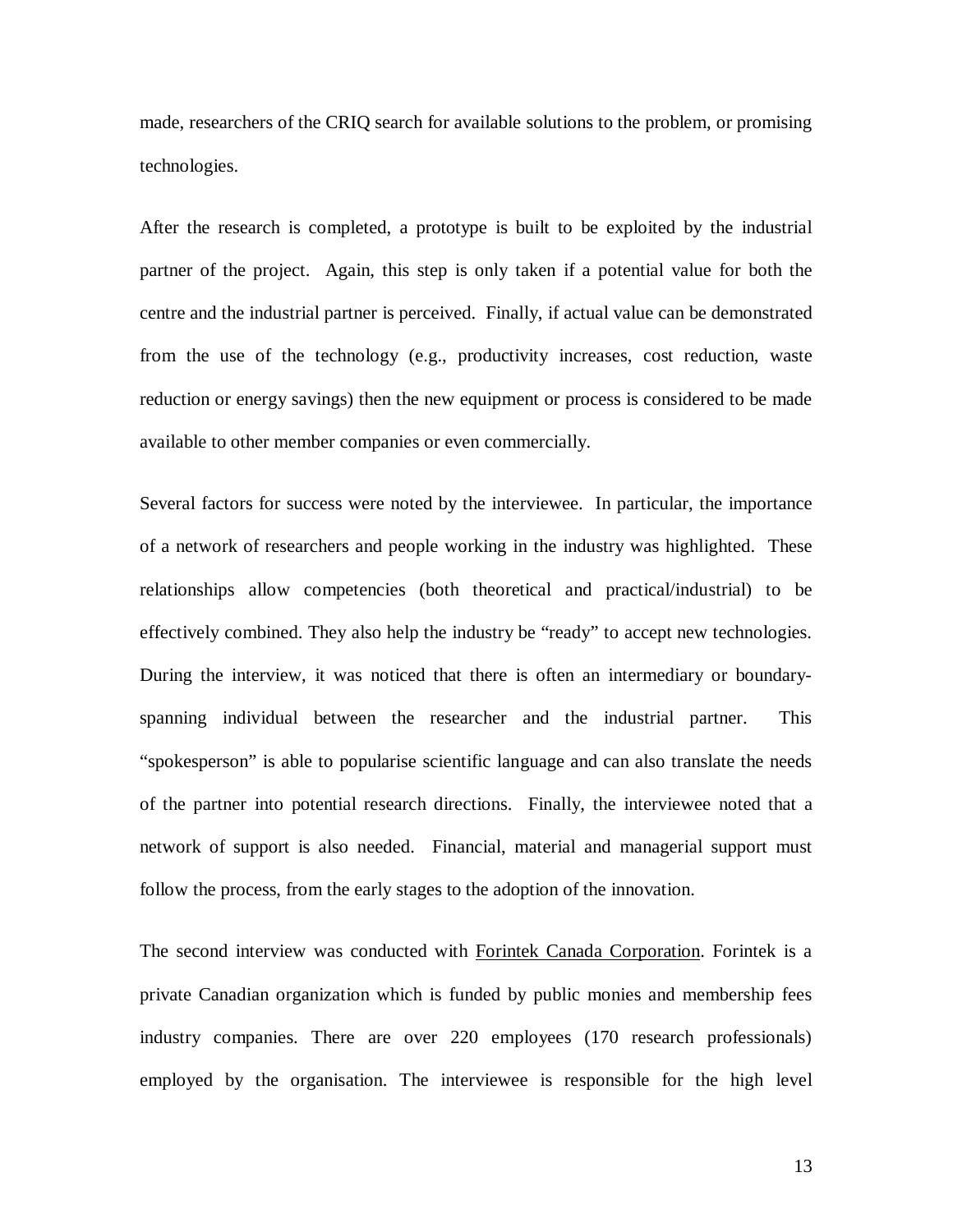made, researchers of the CRIQ search for available solutions to the problem, or promising technologies.

After the research is completed, a prototype is built to be exploited by the industrial partner of the project. Again, this step is only taken if a potential value for both the centre and the industrial partner is perceived. Finally, if actual value can be demonstrated from the use of the technology (e.g., productivity increases, cost reduction, waste reduction or energy savings) then the new equipment or process is considered to be made available to other member companies or even commercially.

Several factors for success were noted by the interviewee. In particular, the importance of a network of researchers and people working in the industry was highlighted. These relationships allow competencies (both theoretical and practical/industrial) to be effectively combined. They also help the industry be "ready" to accept new technologies. During the interview, it was noticed that there is often an intermediary or boundary-spanning individual between the researcher and the industrial partner. This "spokesperson" is able to popularise scientific language and can also translate the needs of the partner into potential research directions. Finally, the interviewee noted that a network of support is also needed. Financial, material and managerial support must follow the process, from the early stages to the adoption of the innovation.

The second interview was conducted with <u>Forintek Canada Corporation</u>. Forintek is a private Canadian organization which is funded by public monies and membership fees industry companies. There are over 220 employees (170 research professionals) employed by the organisation. The interviewee is responsible for the high level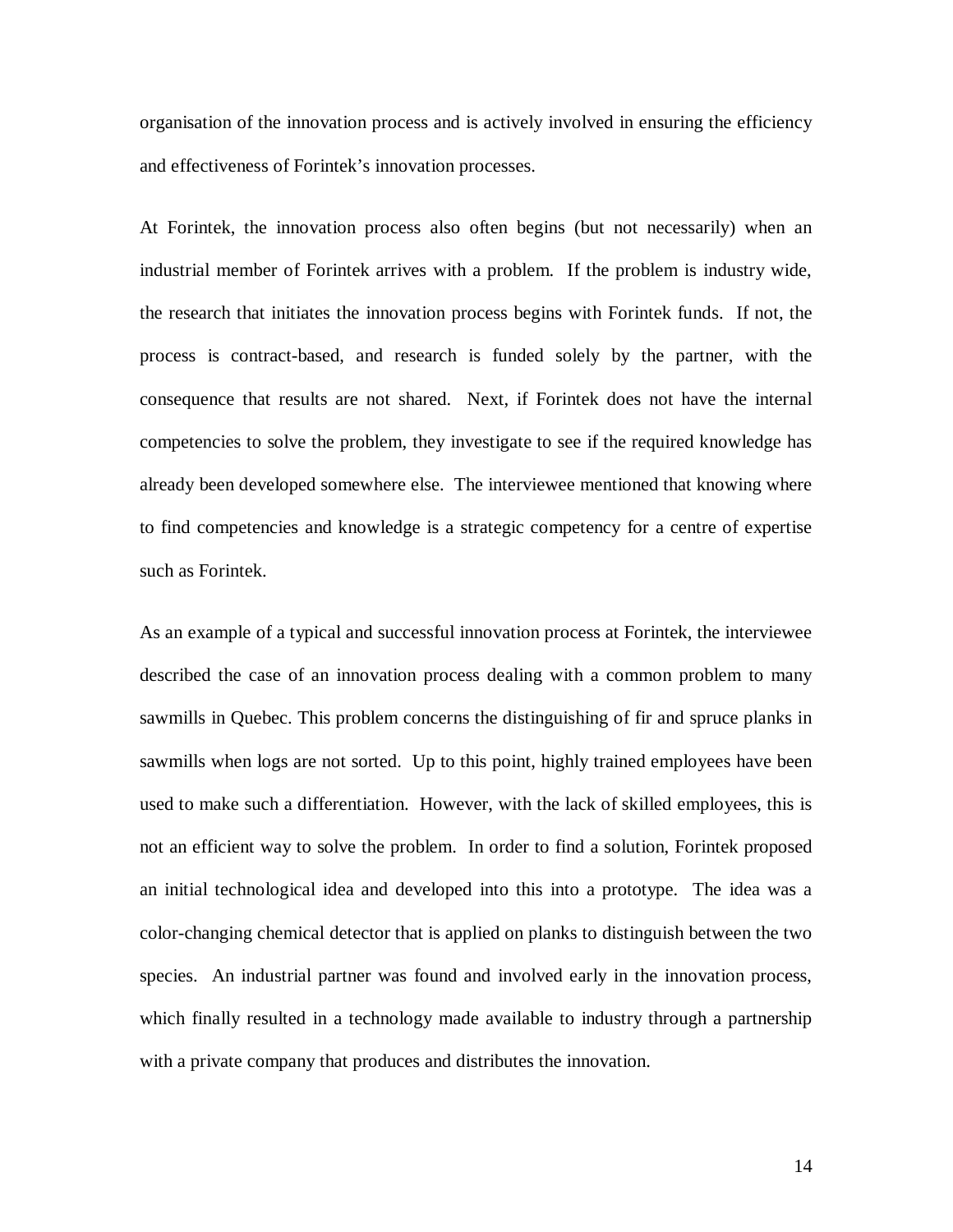organisation of the innovation process and is actively involved in ensuring the efficiency and effectiveness of Forintek's innovation processes.

At Forintek, the innovation process also often begins (but not necessarily) when an industrial member of Forintek arrives with a problem. If the problem is industry wide, the research that initiates the innovation process begins with Forintek funds. If not, the process is contract-based, and research is funded solely by the partner, with the consequence that results are not shared. Next, if Forintek does not have the internal competencies to solve the problem, they investigate to see if the required knowledge has already been developed somewhere else. The interviewee mentioned that knowing where to find competencies and knowledge is a strategic competency for a centre of expertise such as Forintek.

As an example of a typical and successful innovation process at Forintek, the interviewee described the case of an innovation process dealing with a common problem to many sawmills in Quebec. This problem concerns the distinguishing of fir and spruce planks in sawmills when logs are not sorted. Up to this point, highly trained employees have been used to make such a differentiation. However, with the lack of skilled employees, this is not an efficient way to solve the problem. In order to find a solution, Forintek proposed an initial technological idea and developed into this into a prototype. The idea was a color-changing chemical detector that is applied on planks to distinguish between the two species. An industrial partner was found and involved early in the innovation process, which finally resulted in a technology made available to industry through a partnership with a private company that produces and distributes the innovation.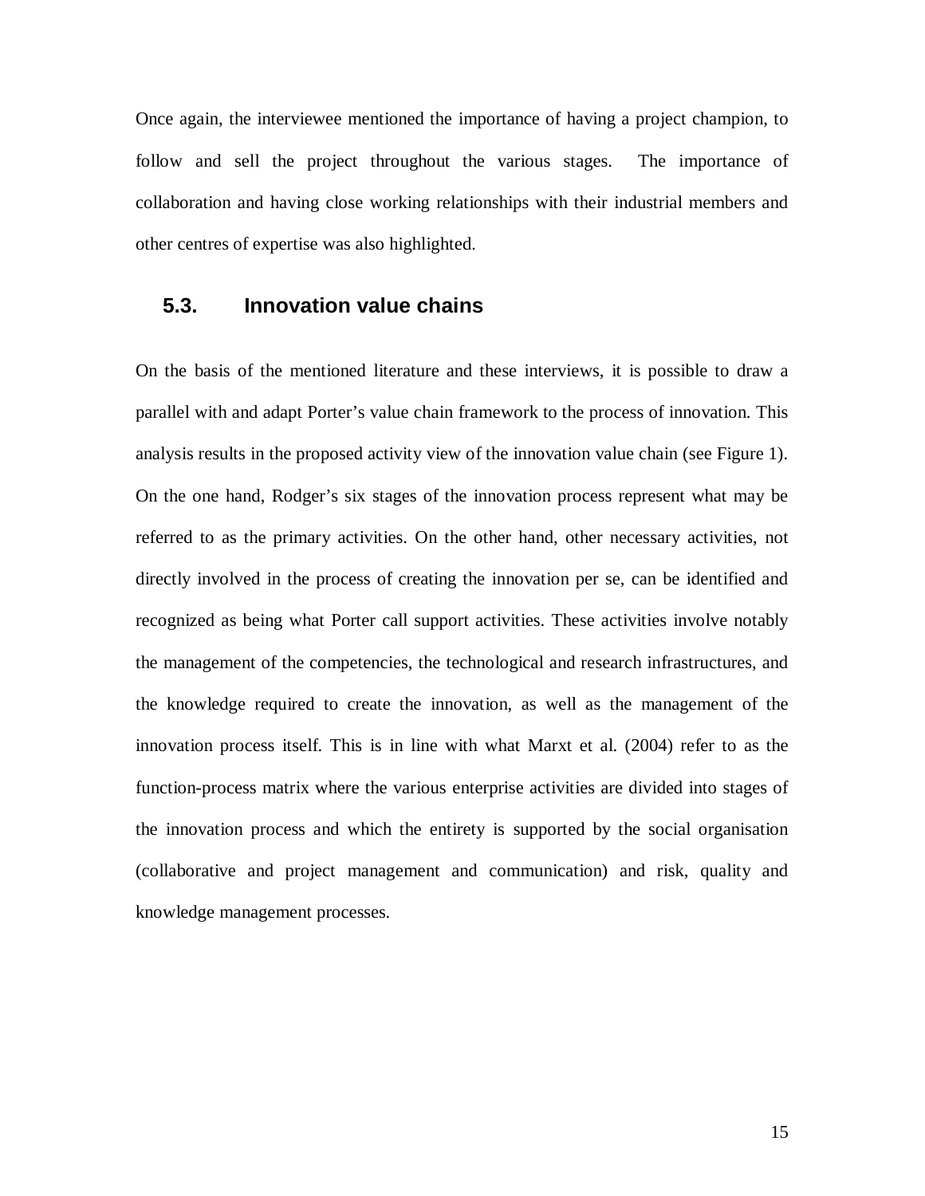Once again, the interviewee mentioned the importance of having a project champion, to follow and sell the project throughout the various stages. The importance of collaboration and having close working relationships with their industrial members and other centres of expertise was also highlighted.

## 5.3. Innovation value chains

On the basis of the mentioned literature and these interviews, it is possible to draw a parallel with and adapt Porter's value chain framework to the process of innovation. This analysis results in the proposed activity view of the innovation value chain (see Figure 1). On the one hand, Rodger's six stages of the innovation process represent what may be referred to as the primary activities. On the other hand, other necessary activities, not directly involved in the process of creating the innovation per se, can be identified and recognized as being what Porter call support activities. These activities involve notably the management of the competencies, the technological and research infrastructures, and the knowledge required to create the innovation, as well as the management of the innovation process itself. This is in line with what Marxt et al. (2004) refer to as the function-process matrix where the various enterprise activities are divided into stages of the innovation process and which the entirety is supported by the social organisation (collaborative and project management and communication) and risk, quality and knowledge management processes.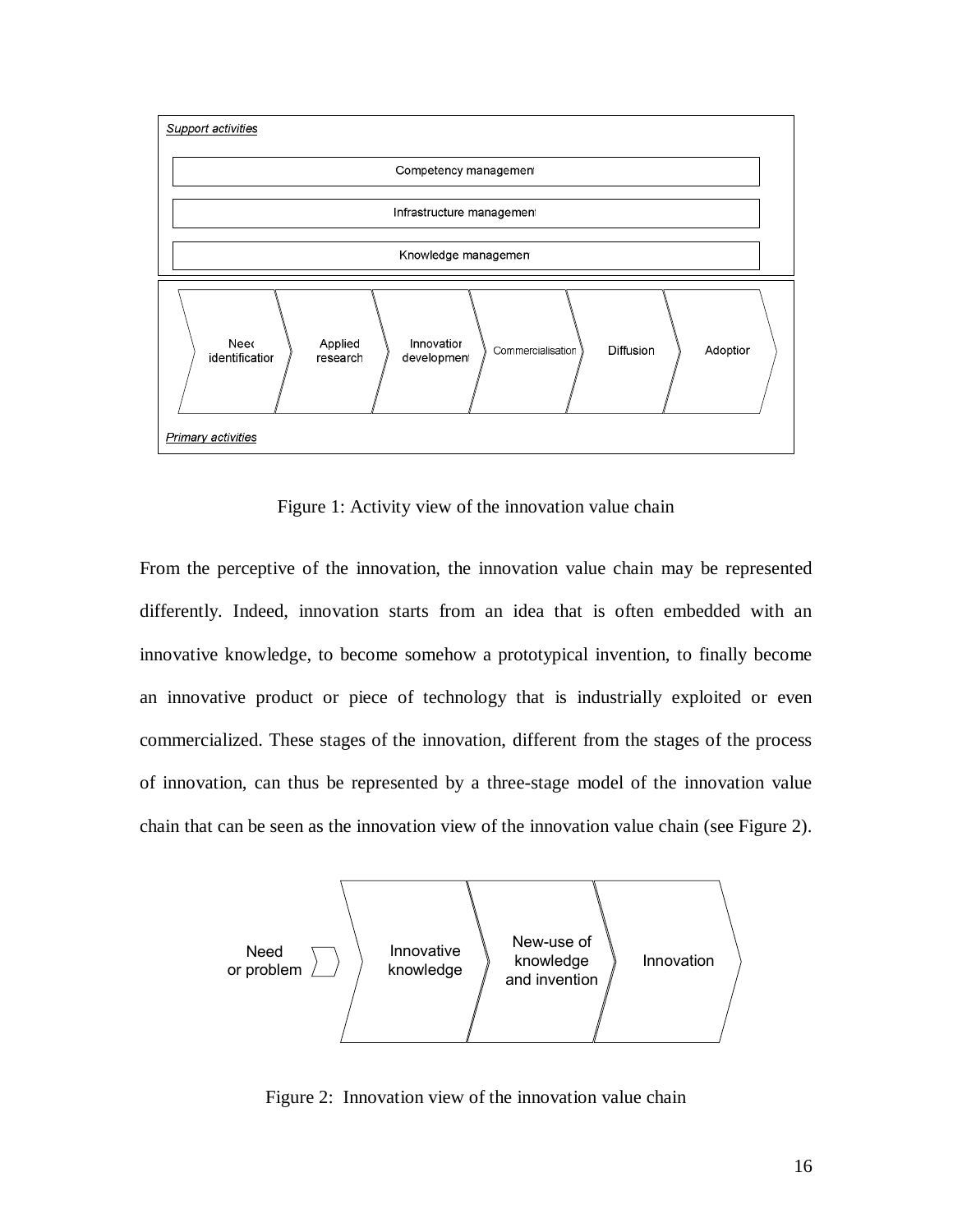Figure 1: Activity view of the innovation value chain

From the perceptive of the innovation, the innovation value chain may be represented differently. Indeed, innovation starts from an idea that is often embedded with an innovative knowledge, to become somehow a prototypical invention, to finally become an innovative product or piece of technology that is industrially exploited or even commercialized. These stages of the innovation, different from the stages of the process of innovation, can thus be represented by a three-stage model of the innovation value chain that can be seen as the innovation view of the innovation value chain (see Figure 2).

Figure 2: Innovation view of the innovation value chain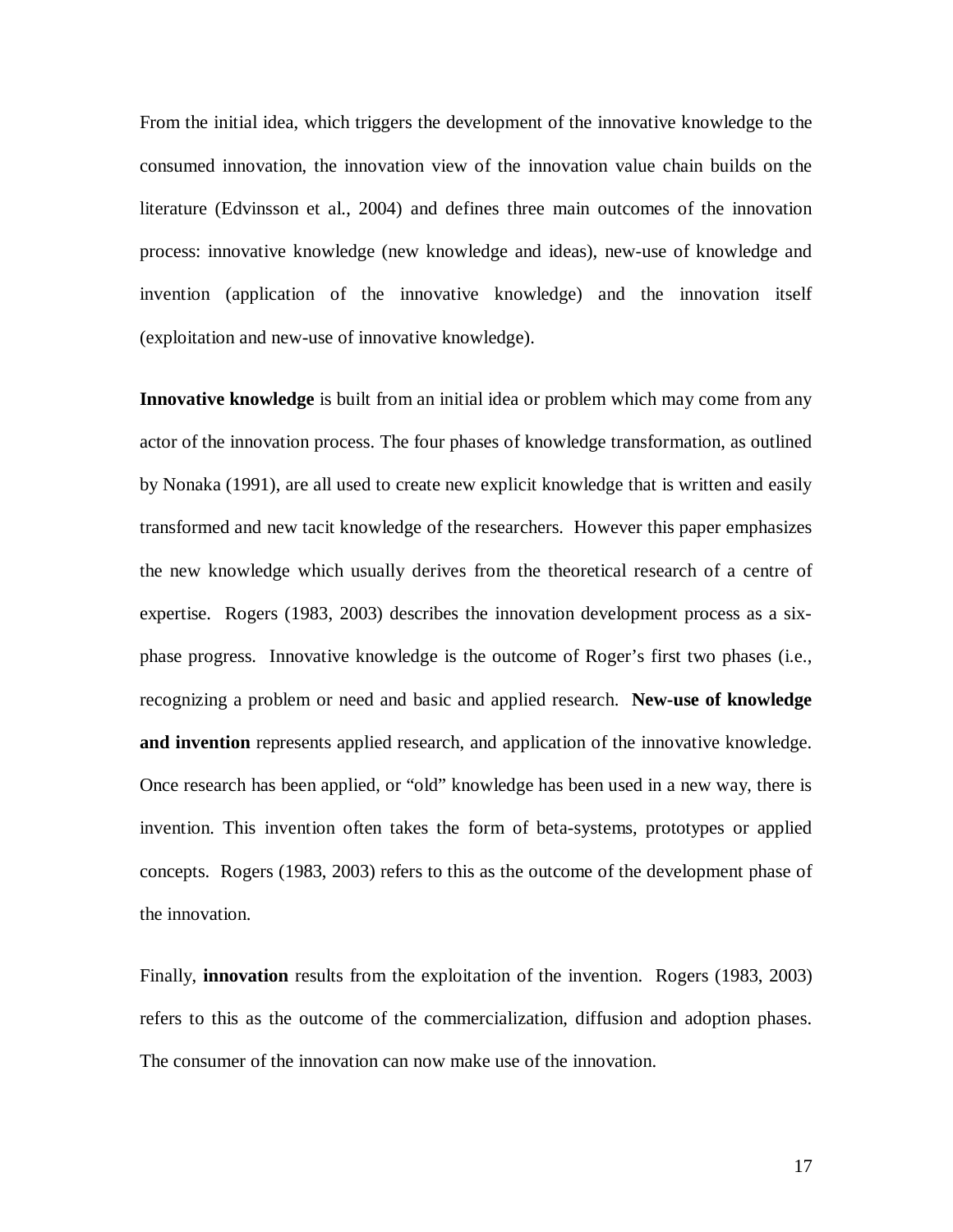From the initial idea, which triggers the development of the innovative knowledge to the consumed innovation, the innovation view of the innovation value chain builds on the literature (Edvinsson et al., 2004) and defines three main outcomes of the innovation process: innovative knowledge (new knowledge and ideas), new-use of knowledge and invention (application of the innovative knowledge) and the innovation itself (exploitation and new-use of innovative knowledge).

**Innovative knowledge** is built from an initial idea or problem which may come from any actor of the innovation process. The four phases of knowledge transformation, as outlined by Nonaka (1991), are all used to create new explicit knowledge that is written and easily transformed and new tacit knowledge of the researchers. However this paper emphasizes the new knowledge which usually derives from the theoretical research of a centre of expertise. Rogers (1983, 2003) describes the innovation development process as a six-phase progress. Innovative knowledge is the outcome of Roger's first two phases (i.e., recognizing a problem or need and basic and applied research. **New-use of knowledge and invention** represents applied research, and application of the innovative knowledge. Once research has been applied, or "old" knowledge has been used in a new way, there is invention. This invention often takes the form of beta-systems, prototypes or applied concepts. Rogers (1983, 2003) refers to this as the outcome of the development phase of the innovation.

Finally, **innovation** results from the exploitation of the invention. Rogers (1983, 2003) refers to this as the outcome of the commercialization, diffusion and adoption phases. The consumer of the innovation can now make use of the innovation.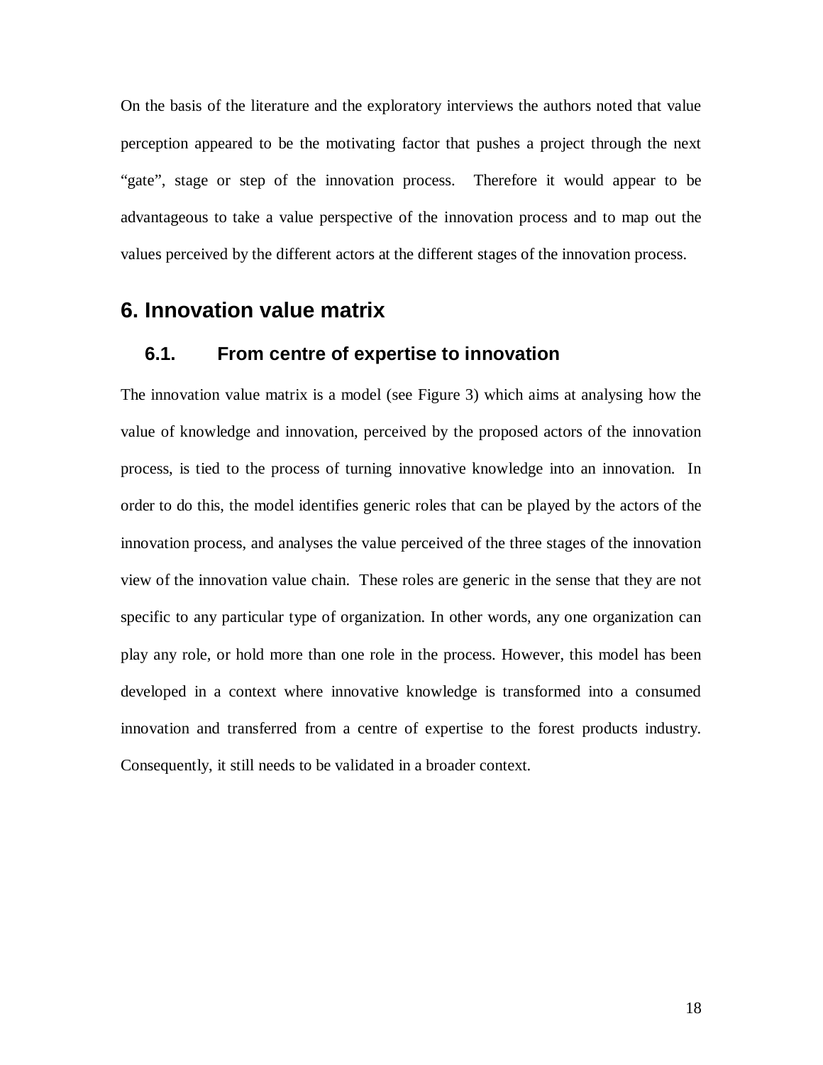On the basis of the literature and the exploratory interviews the authors noted that value perception appeared to be the motivating factor that pushes a project through the next "gate", stage or step of the innovation process. Therefore it would appear to be advantageous to take a value perspective of the innovation process and to map out the values perceived by the different actors at the different stages of the innovation process.

# 6. Innovation value matrix

## 6.1. From centre of expertise to innovation

The innovation value matrix is a model (see Figure 3) which aims at analysing how the value of knowledge and innovation, perceived by the proposed actors of the innovation process, is tied to the process of turning innovative knowledge into an innovation. In order to do this, the model identifies generic roles that can be played by the actors of the innovation process, and analyses the value perceived of the three stages of the innovation view of the innovation value chain. These roles are generic in the sense that they are not specific to any particular type of organization. In other words, any one organization can play any role, or hold more than one role in the process. However, this model has been developed in a context where innovative knowledge is transformed into a consumed innovation and transferred from a centre of expertise to the forest products industry. Consequently, it still needs to be validated in a broader context.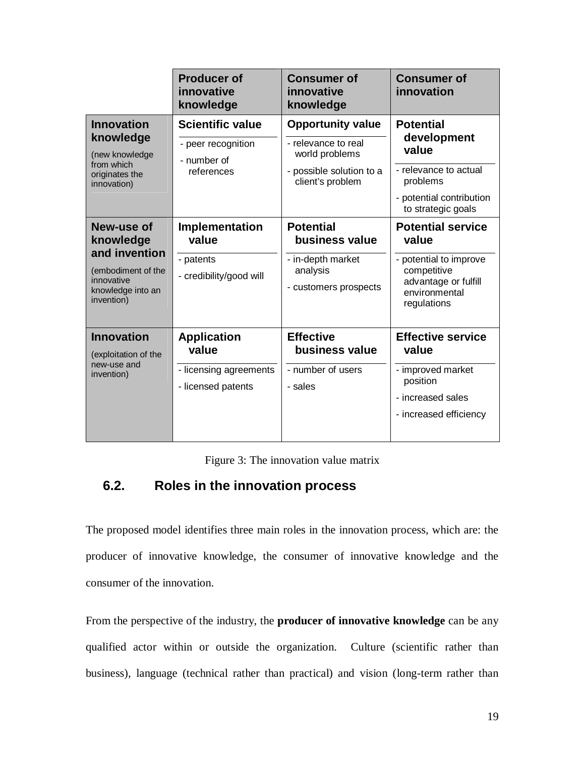| | Producer of innovative knowledge | Consumer of innovative knowledge | Consumer of innovation |
|---|---|---|---|
| **Innovation knowledge** (new knowledge from which originates the innovation) | **Scientific value**<br>- peer recognition<br>- number of references | **Opportunity value**<br>- relevance to real world problems<br>- possible solution to a client's problem | **Potential development value**<br>- relevance to actual problems<br>- potential contribution to strategic goals |
| **New-use of knowledge and invention** (embodiment of the innovative knowledge into an invention) | **Implementation value**<br>- patents<br>- credibility/good will | **Potential business value**<br>- in-depth market analysis<br>- customers prospects | **Potential service value**<br>- potential to improve competitive advantage or fulfill environmental regulations |
| **Innovation** (exploitation of the new-use and invention) | **Application value**<br>- licensing agreements<br>- licensed patents | **Effective business value**<br>- number of users<br>- sales | **Effective service value**<br>- improved market position<br>- increased sales<br>- increased efficiency |

Figure 3: The innovation value matrix

## 6.2. Roles in the innovation process

The proposed model identifies three main roles in the innovation process, which are: the producer of innovative knowledge, the consumer of innovative knowledge and the consumer of the innovation.

From the perspective of the industry, the **producer of innovative knowledge** can be any qualified actor within or outside the organization. Culture (scientific rather than business), language (technical rather than practical) and vision (long-term rather than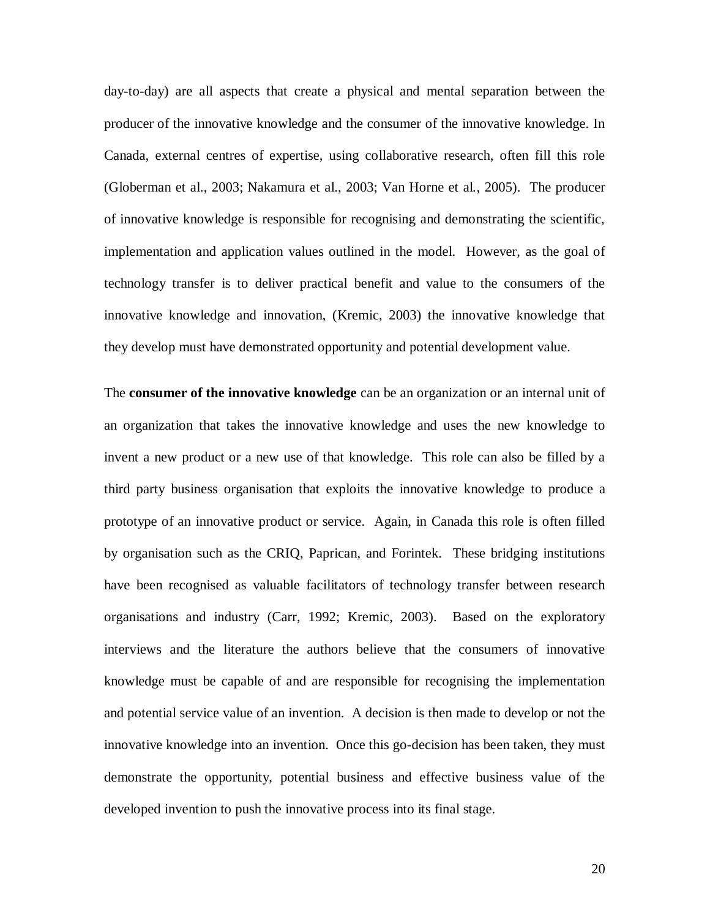day-to-day) are all aspects that create a physical and mental separation between the producer of the innovative knowledge and the consumer of the innovative knowledge. In Canada, external centres of expertise, using collaborative research, often fill this role (Globerman et al., 2003; Nakamura et al., 2003; Van Horne et al., 2005). The producer of innovative knowledge is responsible for recognising and demonstrating the scientific, implementation and application values outlined in the model. However, as the goal of technology transfer is to deliver practical benefit and value to the consumers of the innovative knowledge and innovation, (Kremic, 2003) the innovative knowledge that they develop must have demonstrated opportunity and potential development value.

The **consumer of the innovative knowledge** can be an organization or an internal unit of an organization that takes the innovative knowledge and uses the new knowledge to invent a new product or a new use of that knowledge. This role can also be filled by a third party business organisation that exploits the innovative knowledge to produce a prototype of an innovative product or service. Again, in Canada this role is often filled by organisation such as the CRIQ, Paprican, and Forintek. These bridging institutions have been recognised as valuable facilitators of technology transfer between research organisations and industry (Carr, 1992; Kremic, 2003). Based on the exploratory interviews and the literature the authors believe that the consumers of innovative knowledge must be capable of and are responsible for recognising the implementation and potential service value of an invention. A decision is then made to develop or not the innovative knowledge into an invention. Once this go-decision has been taken, they must demonstrate the opportunity, potential business and effective business value of the developed invention to push the innovative process into its final stage.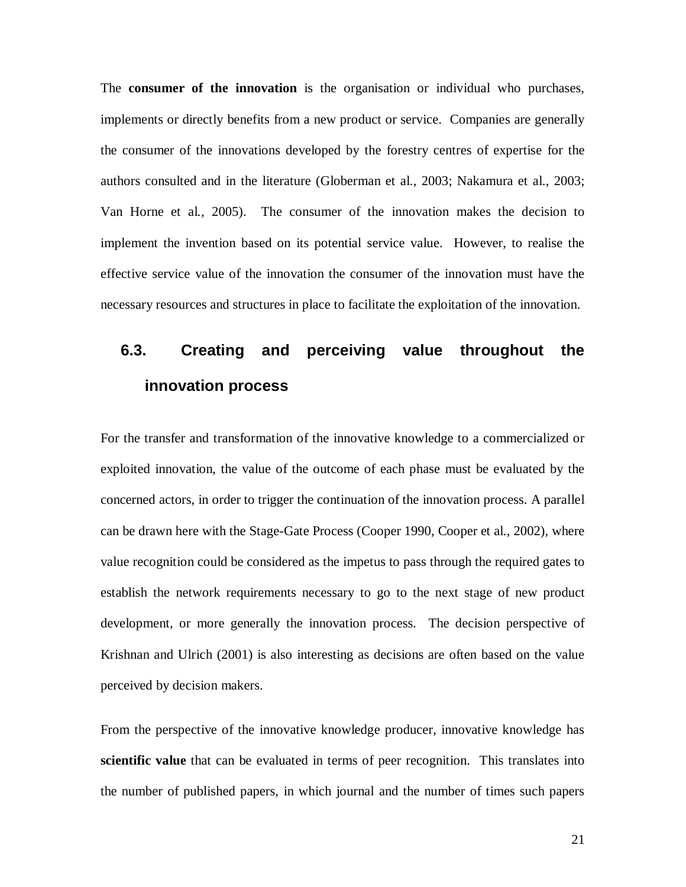The **consumer of the innovation** is the organisation or individual who purchases, implements or directly benefits from a new product or service. Companies are generally the consumer of the innovations developed by the forestry centres of expertise for the authors consulted and in the literature (Globerman et al., 2003; Nakamura et al., 2003; Van Horne et al., 2005). The consumer of the innovation makes the decision to implement the invention based on its potential service value. However, to realise the effective service value of the innovation the consumer of the innovation must have the necessary resources and structures in place to facilitate the exploitation of the innovation.

## 6.3. Creating and perceiving value throughout the innovation process

For the transfer and transformation of the innovative knowledge to a commercialized or exploited innovation, the value of the outcome of each phase must be evaluated by the concerned actors, in order to trigger the continuation of the innovation process. A parallel can be drawn here with the Stage-Gate Process (Cooper 1990, Cooper et al., 2002), where value recognition could be considered as the impetus to pass through the required gates to establish the network requirements necessary to go to the next stage of new product development, or more generally the innovation process. The decision perspective of Krishnan and Ulrich (2001) is also interesting as decisions are often based on the value perceived by decision makers.

From the perspective of the innovative knowledge producer, innovative knowledge has **scientific value** that can be evaluated in terms of peer recognition. This translates into the number of published papers, in which journal and the number of times such papers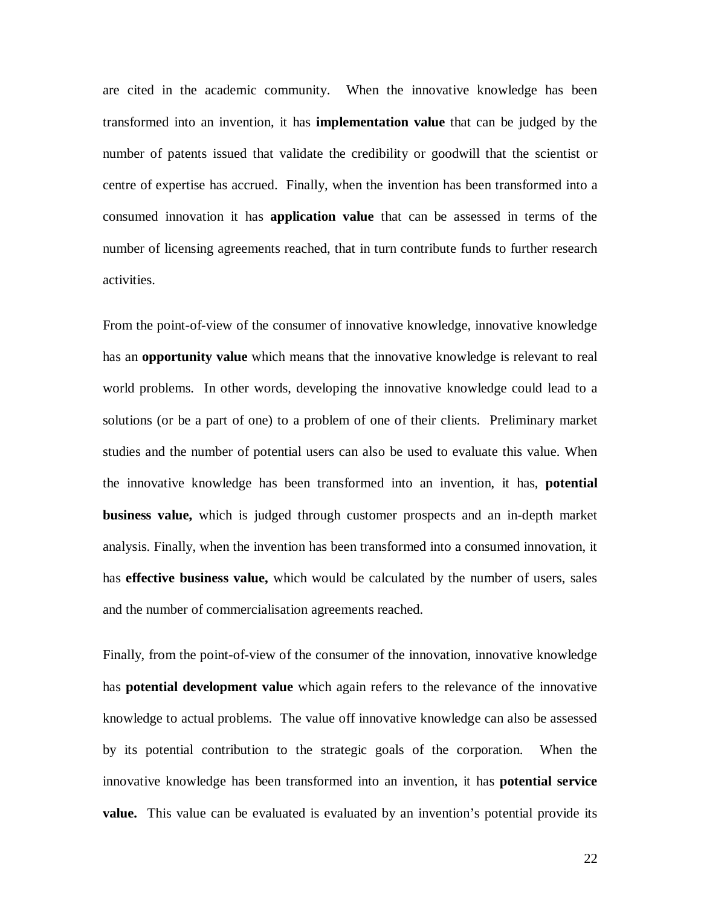are cited in the academic community. When the innovative knowledge has been transformed into an invention, it has **implementation value** that can be judged by the number of patents issued that validate the credibility or goodwill that the scientist or centre of expertise has accrued. Finally, when the invention has been transformed into a consumed innovation it has **application value** that can be assessed in terms of the number of licensing agreements reached, that in turn contribute funds to further research activities.

From the point-of-view of the consumer of innovative knowledge, innovative knowledge has an **opportunity value** which means that the innovative knowledge is relevant to real world problems. In other words, developing the innovative knowledge could lead to a solutions (or be a part of one) to a problem of one of their clients. Preliminary market studies and the number of potential users can also be used to evaluate this value. When the innovative knowledge has been transformed into an invention, it has, **potential business value,** which is judged through customer prospects and an in-depth market analysis. Finally, when the invention has been transformed into a consumed innovation, it has **effective business value,** which would be calculated by the number of users, sales and the number of commercialisation agreements reached.

Finally, from the point-of-view of the consumer of the innovation, innovative knowledge has **potential development value** which again refers to the relevance of the innovative knowledge to actual problems. The value off innovative knowledge can also be assessed by its potential contribution to the strategic goals of the corporation. When the innovative knowledge has been transformed into an invention, it has **potential service value.** This value can be evaluated is evaluated by an invention's potential provide its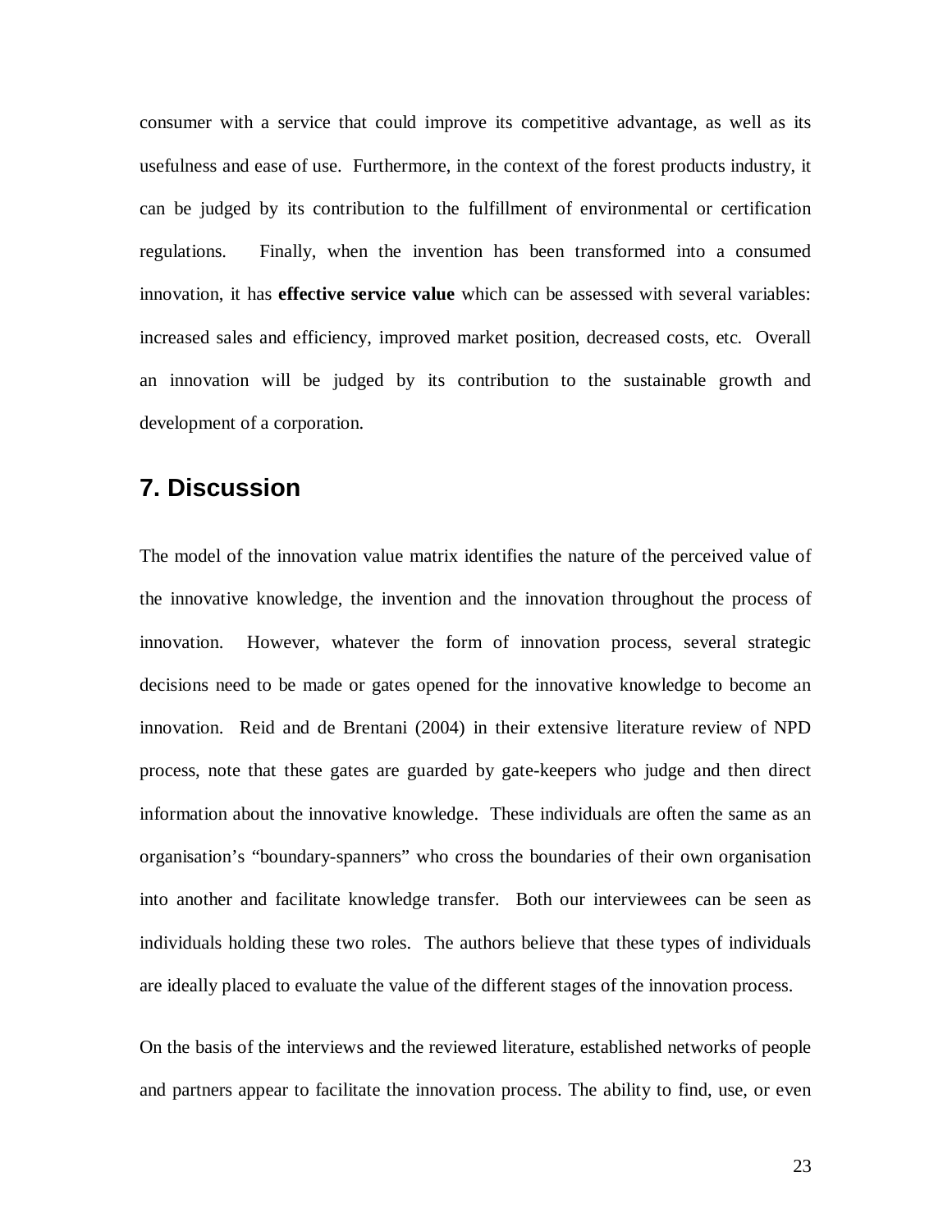consumer with a service that could improve its competitive advantage, as well as its usefulness and ease of use. Furthermore, in the context of the forest products industry, it can be judged by its contribution to the fulfillment of environmental or certification regulations. Finally, when the invention has been transformed into a consumed innovation, it has **effective service value** which can be assessed with several variables: increased sales and efficiency, improved market position, decreased costs, etc. Overall an innovation will be judged by its contribution to the sustainable growth and development of a corporation.

## 7. Discussion

The model of the innovation value matrix identifies the nature of the perceived value of the innovative knowledge, the invention and the innovation throughout the process of innovation. However, whatever the form of innovation process, several strategic decisions need to be made or gates opened for the innovative knowledge to become an innovation. Reid and de Brentani (2004) in their extensive literature review of NPD process, note that these gates are guarded by gate-keepers who judge and then direct information about the innovative knowledge. These individuals are often the same as an organisation's "boundary-spanners" who cross the boundaries of their own organisation into another and facilitate knowledge transfer. Both our interviewees can be seen as individuals holding these two roles. The authors believe that these types of individuals are ideally placed to evaluate the value of the different stages of the innovation process.

On the basis of the interviews and the reviewed literature, established networks of people and partners appear to facilitate the innovation process. The ability to find, use, or even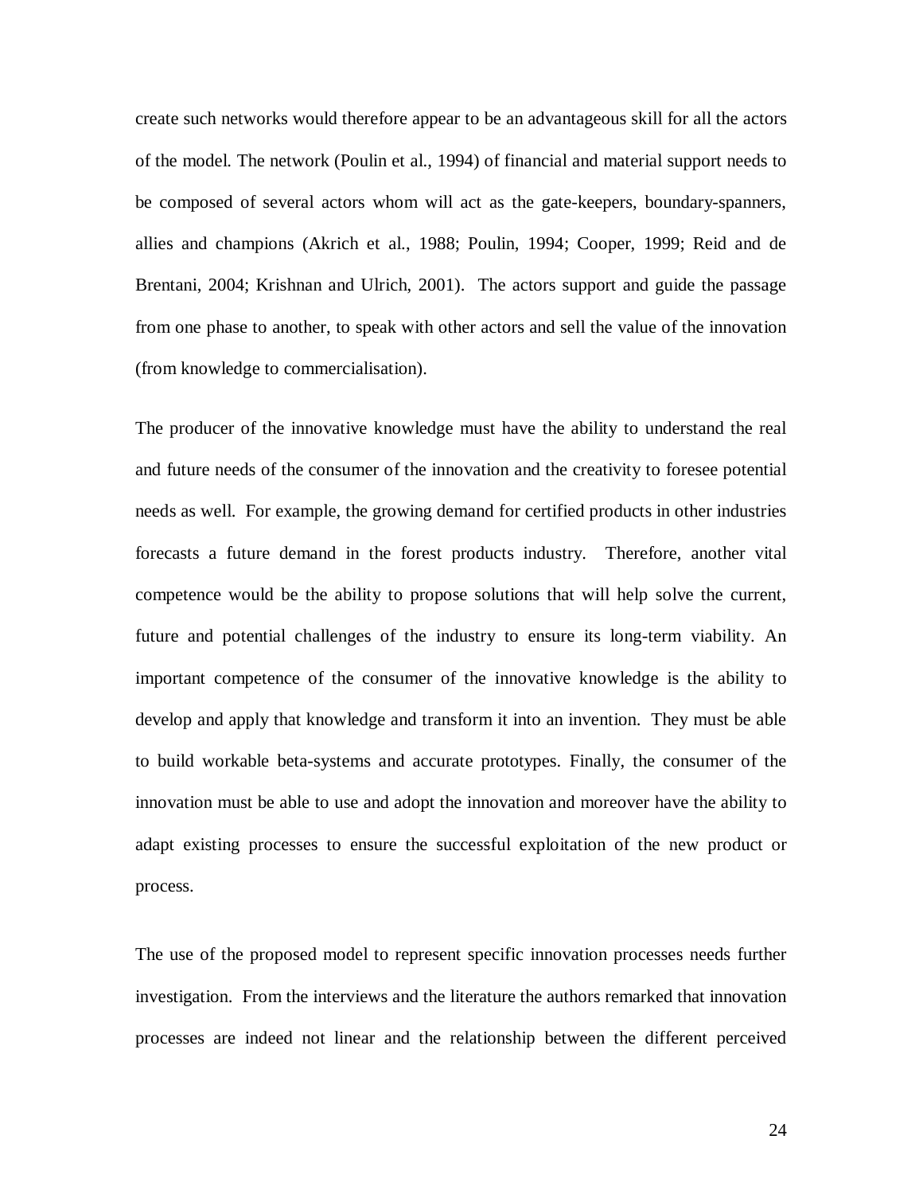create such networks would therefore appear to be an advantageous skill for all the actors of the model. The network (Poulin et al., 1994) of financial and material support needs to be composed of several actors whom will act as the gate-keepers, boundary-spanners, allies and champions (Akrich et al., 1988; Poulin, 1994; Cooper, 1999; Reid and de Brentani, 2004; Krishnan and Ulrich, 2001). The actors support and guide the passage from one phase to another, to speak with other actors and sell the value of the innovation (from knowledge to commercialisation).

The producer of the innovative knowledge must have the ability to understand the real and future needs of the consumer of the innovation and the creativity to foresee potential needs as well. For example, the growing demand for certified products in other industries forecasts a future demand in the forest products industry. Therefore, another vital competence would be the ability to propose solutions that will help solve the current, future and potential challenges of the industry to ensure its long-term viability. An important competence of the consumer of the innovative knowledge is the ability to develop and apply that knowledge and transform it into an invention. They must be able to build workable beta-systems and accurate prototypes. Finally, the consumer of the innovation must be able to use and adopt the innovation and moreover have the ability to adapt existing processes to ensure the successful exploitation of the new product or process.

The use of the proposed model to represent specific innovation processes needs further investigation. From the interviews and the literature the authors remarked that innovation processes are indeed not linear and the relationship between the different perceived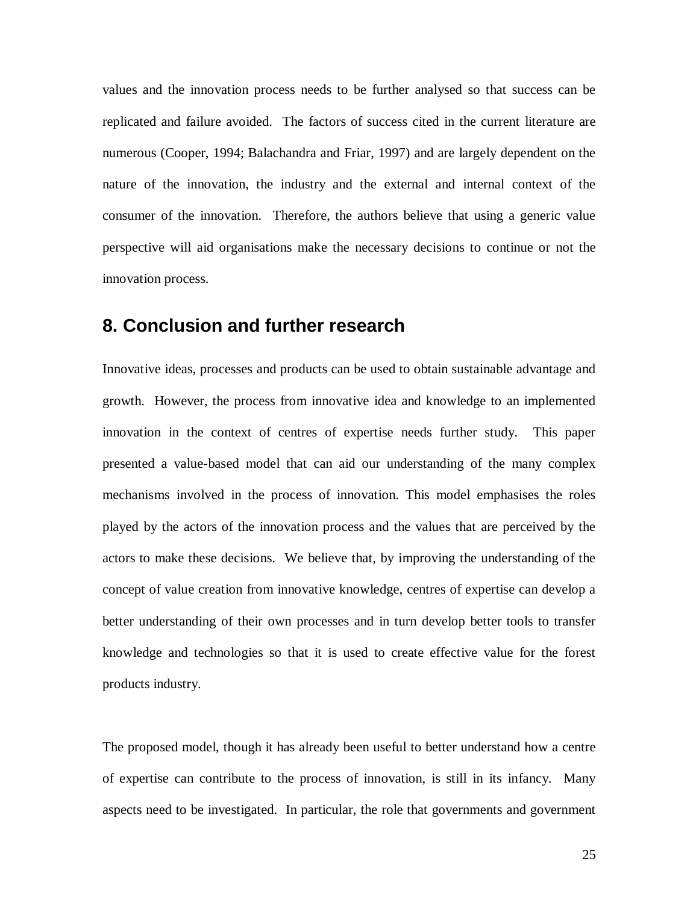values and the innovation process needs to be further analysed so that success can be replicated and failure avoided. The factors of success cited in the current literature are numerous (Cooper, 1994; Balachandra and Friar, 1997) and are largely dependent on the nature of the innovation, the industry and the external and internal context of the consumer of the innovation. Therefore, the authors believe that using a generic value perspective will aid organisations make the necessary decisions to continue or not the innovation process.

## 8. Conclusion and further research

Innovative ideas, processes and products can be used to obtain sustainable advantage and growth. However, the process from innovative idea and knowledge to an implemented innovation in the context of centres of expertise needs further study. This paper presented a value-based model that can aid our understanding of the many complex mechanisms involved in the process of innovation. This model emphasises the roles played by the actors of the innovation process and the values that are perceived by the actors to make these decisions. We believe that, by improving the understanding of the concept of value creation from innovative knowledge, centres of expertise can develop a better understanding of their own processes and in turn develop better tools to transfer knowledge and technologies so that it is used to create effective value for the forest products industry.

The proposed model, though it has already been useful to better understand how a centre of expertise can contribute to the process of innovation, is still in its infancy. Many aspects need to be investigated. In particular, the role that governments and government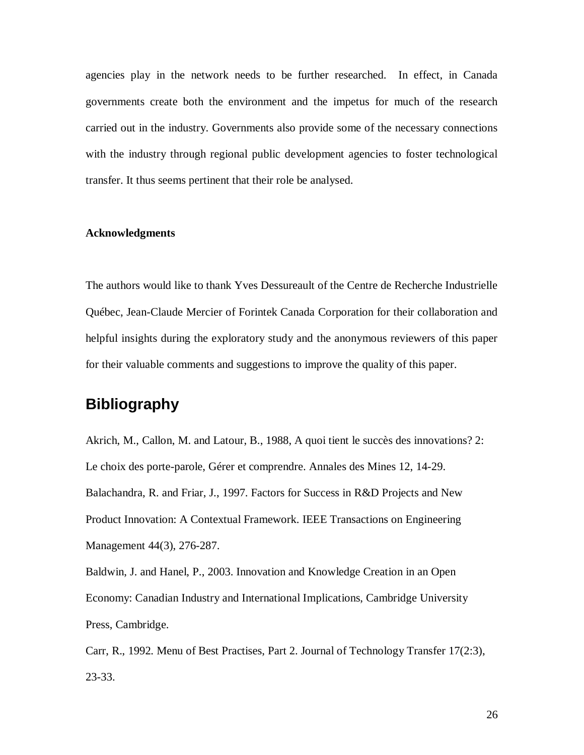agencies play in the network needs to be further researched. In effect, in Canada governments create both the environment and the impetus for much of the research carried out in the industry. Governments also provide some of the necessary connections with the industry through regional public development agencies to foster technological transfer. It thus seems pertinent that their role be analysed.

**Acknowledgments**

The authors would like to thank Yves Dessureault of the Centre de Recherche Industrielle Québec, Jean-Claude Mercier of Forintek Canada Corporation for their collaboration and helpful insights during the exploratory study and the anonymous reviewers of this paper for their valuable comments and suggestions to improve the quality of this paper.

## Bibliography

Akrich, M., Callon, M. and Latour, B., 1988, A quoi tient le succès des innovations? 2: Le choix des porte-parole, Gérer et comprendre. Annales des Mines 12, 14-29.

Balachandra, R. and Friar, J., 1997. Factors for Success in R&D Projects and New Product Innovation: A Contextual Framework. IEEE Transactions on Engineering Management 44(3), 276-287.

Baldwin, J. and Hanel, P., 2003. Innovation and Knowledge Creation in an Open Economy: Canadian Industry and International Implications, Cambridge University Press, Cambridge.

Carr, R., 1992. Menu of Best Practises, Part 2. Journal of Technology Transfer 17(2:3), 23-33.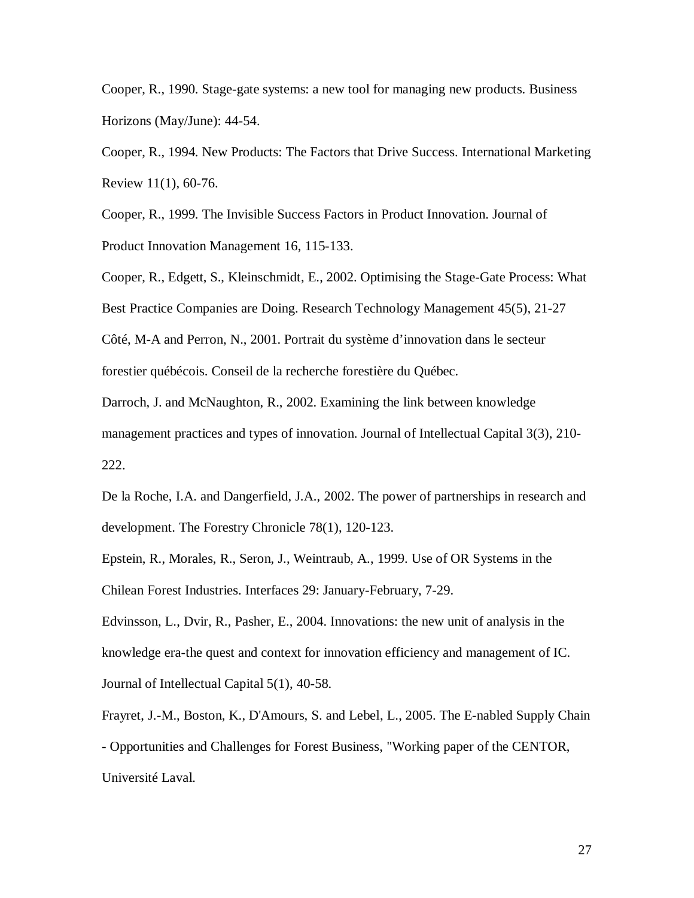Cooper, R., 1990. Stage-gate systems: a new tool for managing new products. Business Horizons (May/June): 44-54.

Cooper, R., 1994. New Products: The Factors that Drive Success. International Marketing Review 11(1), 60-76.

Cooper, R., 1999. The Invisible Success Factors in Product Innovation. Journal of Product Innovation Management 16, 115-133.

Cooper, R., Edgett, S., Kleinschmidt, E., 2002. Optimising the Stage-Gate Process: What Best Practice Companies are Doing. Research Technology Management 45(5), 21-27

Côté, M-A and Perron, N., 2001. Portrait du système d'innovation dans le secteur forestier québécois. Conseil de la recherche forestière du Québec.

Darroch, J. and McNaughton, R., 2002. Examining the link between knowledge management practices and types of innovation. Journal of Intellectual Capital 3(3), 210-222.

De la Roche, I.A. and Dangerfield, J.A., 2002. The power of partnerships in research and development. The Forestry Chronicle 78(1), 120-123.

Epstein, R., Morales, R., Seron, J., Weintraub, A., 1999. Use of OR Systems in the Chilean Forest Industries. Interfaces 29: January-February, 7-29.

Edvinsson, L., Dvir, R., Pasher, E., 2004. Innovations: the new unit of analysis in the knowledge era-the quest and context for innovation efficiency and management of IC. Journal of Intellectual Capital 5(1), 40-58.

Frayret, J.-M., Boston, K., D'Amours, S. and Lebel, L., 2005. The E-nabled Supply Chain - Opportunities and Challenges for Forest Business, "Working paper of the CENTOR, Université Laval.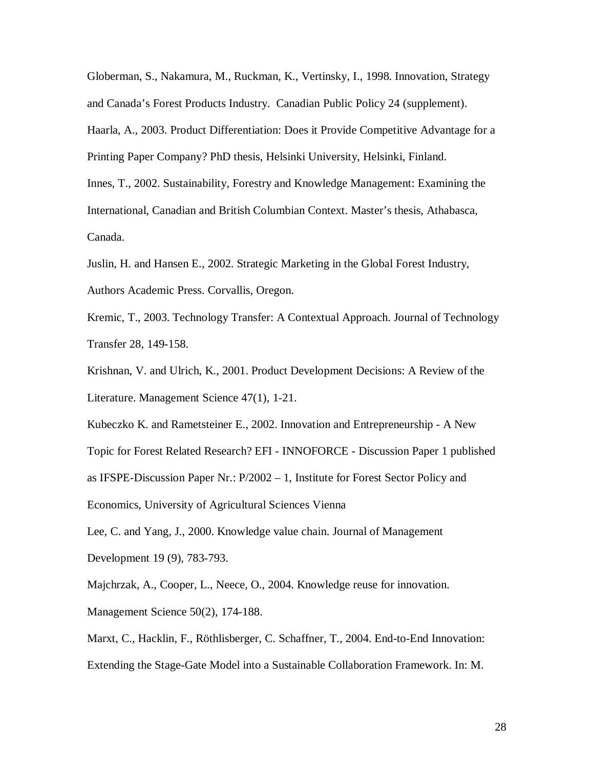Globerman, S., Nakamura, M., Ruckman, K., Vertinsky, I., 1998. Innovation, Strategy and Canada's Forest Products Industry. Canadian Public Policy 24 (supplement).

Haarla, A., 2003. Product Differentiation: Does it Provide Competitive Advantage for a Printing Paper Company? PhD thesis, Helsinki University, Helsinki, Finland.

Innes, T., 2002. Sustainability, Forestry and Knowledge Management: Examining the International, Canadian and British Columbian Context. Master's thesis, Athabasca, Canada.

Juslin, H. and Hansen E., 2002. Strategic Marketing in the Global Forest Industry, Authors Academic Press. Corvallis, Oregon.

Kremic, T., 2003. Technology Transfer: A Contextual Approach. Journal of Technology Transfer 28, 149-158.

Krishnan, V. and Ulrich, K., 2001. Product Development Decisions: A Review of the Literature. Management Science 47(1), 1-21.

Kubeczko K. and Rametsteiner E., 2002. Innovation and Entrepreneurship - A New Topic for Forest Related Research? EFI - INNOFORCE - Discussion Paper 1 published as IFSPE-Discussion Paper Nr.: P/2002 – 1, Institute for Forest Sector Policy and Economics, University of Agricultural Sciences Vienna

Lee, C. and Yang, J., 2000. Knowledge value chain. Journal of Management Development 19 (9), 783-793.

Majchrzak, A., Cooper, L., Neece, O., 2004. Knowledge reuse for innovation. Management Science 50(2), 174-188.

Marxt, C., Hacklin, F., Röthlisberger, C. Schaffner, T., 2004. End-to-End Innovation: Extending the Stage-Gate Model into a Sustainable Collaboration Framework. In: M.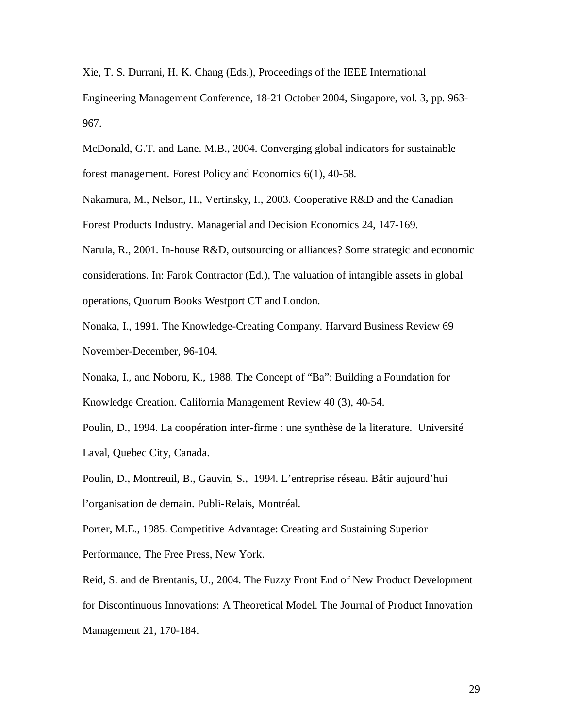Xie, T. S. Durrani, H. K. Chang (Eds.), Proceedings of the IEEE International Engineering Management Conference, 18-21 October 2004, Singapore, vol. 3, pp. 963-967.

McDonald, G.T. and Lane. M.B., 2004. Converging global indicators for sustainable forest management. Forest Policy and Economics 6(1), 40-58.

Nakamura, M., Nelson, H., Vertinsky, I., 2003. Cooperative R&D and the Canadian Forest Products Industry. Managerial and Decision Economics 24, 147-169.

Narula, R., 2001. In-house R&D, outsourcing or alliances? Some strategic and economic considerations. In: Farok Contractor (Ed.), The valuation of intangible assets in global operations, Quorum Books Westport CT and London.

Nonaka, I., 1991. The Knowledge-Creating Company. Harvard Business Review 69 November-December, 96-104.

Nonaka, I., and Noboru, K., 1988. The Concept of "Ba": Building a Foundation for Knowledge Creation. California Management Review 40 (3), 40-54.

Poulin, D., 1994. La coopération inter-firme : une synthèse de la literature. Université Laval, Quebec City, Canada.

Poulin, D., Montreuil, B., Gauvin, S., 1994. L'entreprise réseau. Bâtir aujourd'hui l'organisation de demain. Publi-Relais, Montréal.

Porter, M.E., 1985. Competitive Advantage: Creating and Sustaining Superior Performance, The Free Press, New York.

Reid, S. and de Brentanis, U., 2004. The Fuzzy Front End of New Product Development for Discontinuous Innovations: A Theoretical Model. The Journal of Product Innovation Management 21, 170-184.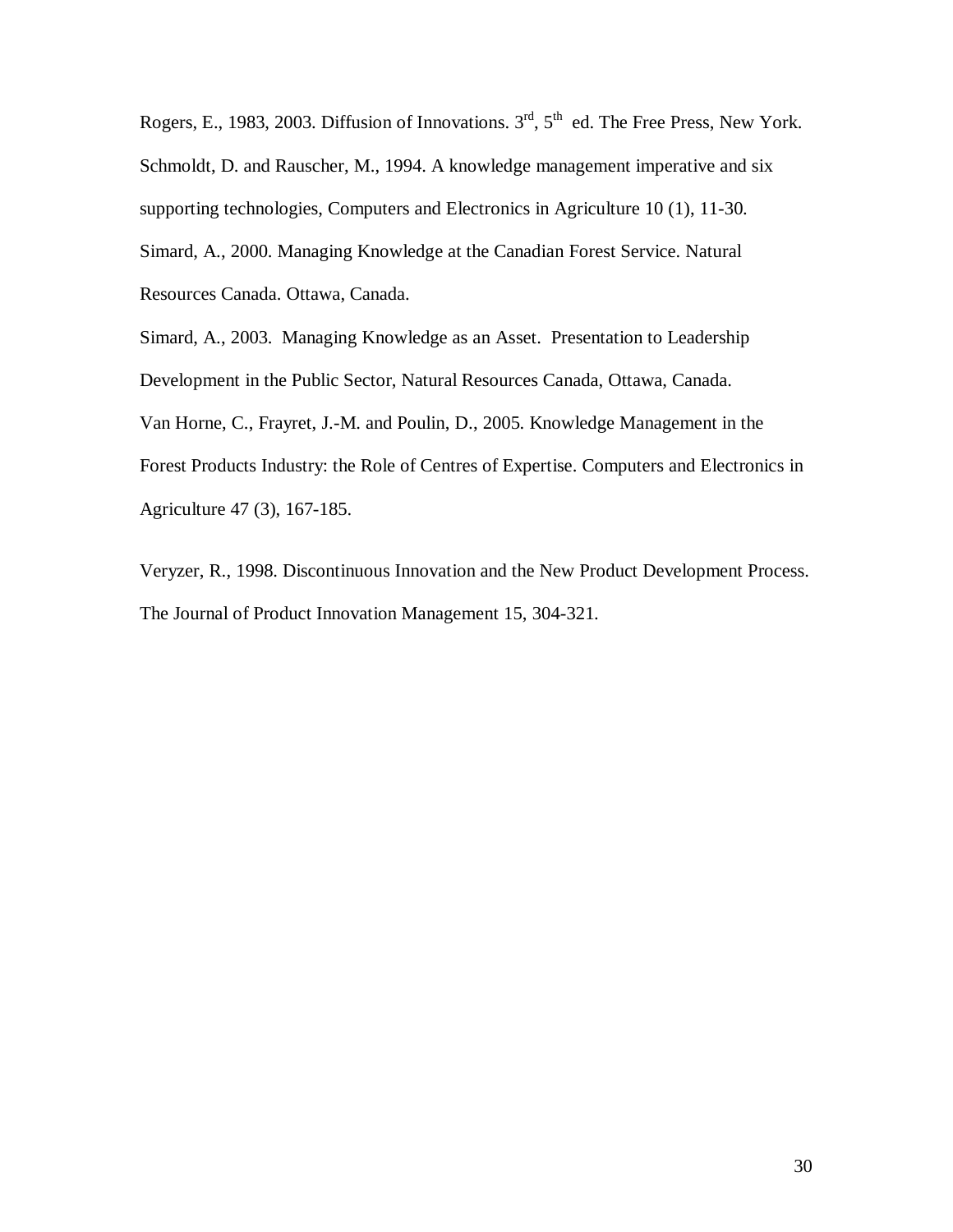Rogers, E., 1983, 2003. Diffusion of Innovations. 3rd, 5th ed. The Free Press, New York.

Schmoldt, D. and Rauscher, M., 1994. A knowledge management imperative and six supporting technologies, Computers and Electronics in Agriculture 10 (1), 11-30.

Simard, A., 2000. Managing Knowledge at the Canadian Forest Service. Natural Resources Canada. Ottawa, Canada.

Simard, A., 2003. Managing Knowledge as an Asset. Presentation to Leadership Development in the Public Sector, Natural Resources Canada, Ottawa, Canada.

Van Horne, C., Frayret, J.-M. and Poulin, D., 2005. Knowledge Management in the Forest Products Industry: the Role of Centres of Expertise. Computers and Electronics in Agriculture 47 (3), 167-185.

Veryzer, R., 1998. Discontinuous Innovation and the New Product Development Process. The Journal of Product Innovation Management 15, 304-321.